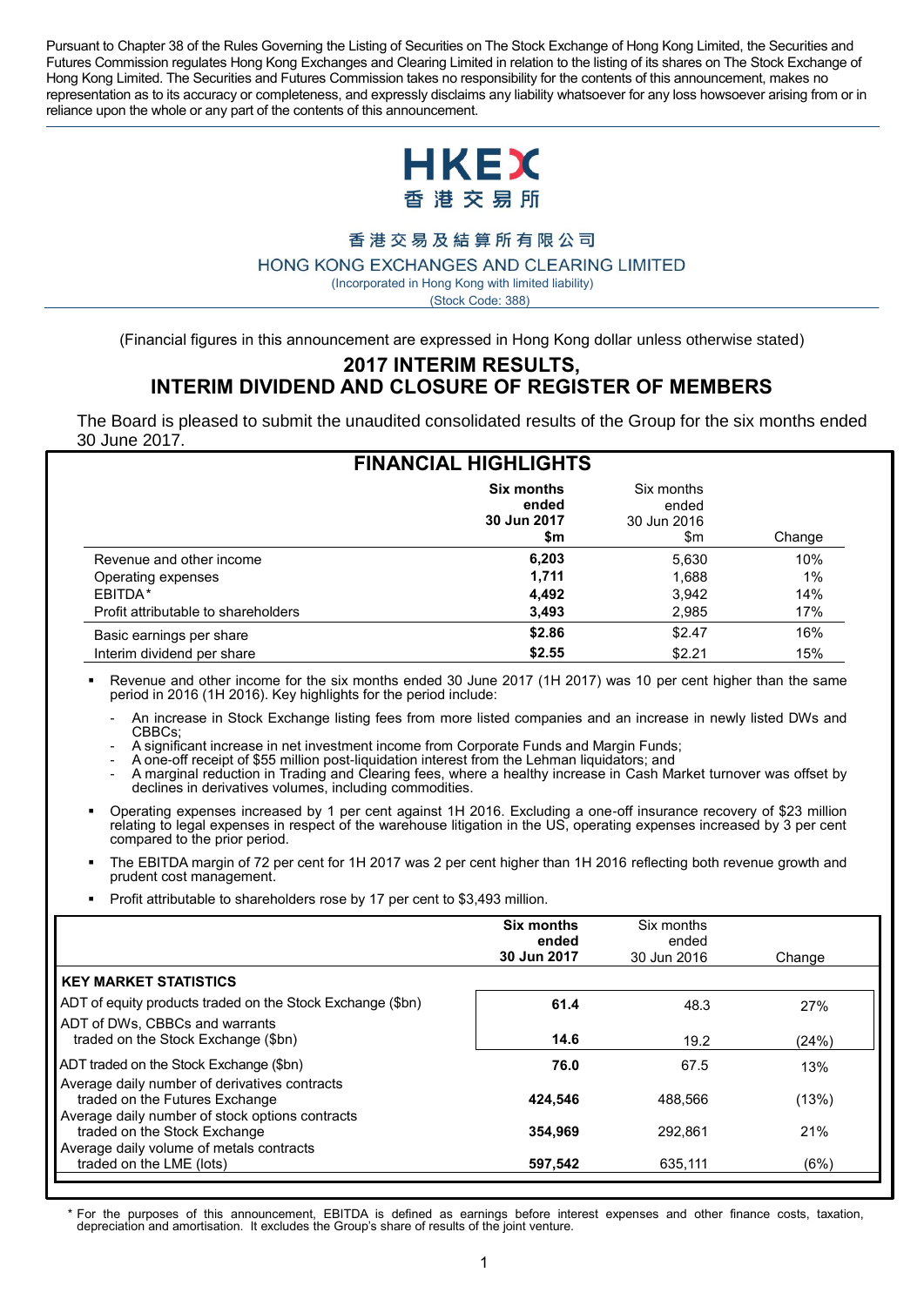Pursuant to Chapter 38 of the Rules Governing the Listing of Securities on The Stock Exchange of Hong Kong Limited, the Securities and Futures Commission regulates Hong Kong Exchanges and Clearing Limited in relation to the listing of its shares on The Stock Exchange of Hong Kong Limited. The Securities and Futures Commission takes no responsibility for the contents of this announcement, makes no representation as to its accuracy or completeness, and expressly disclaims any liability whatsoever for any loss howsoever arising from or in reliance upon the whole or any part of the contents of this announcement.

HKEX
香港交易所

香港交易及結算所有限公司
HONG KONG EXCHANGES AND CLEARING LIMITED
(Incorporated in Hong Kong with limited liability)
(Stock Code: 388)

(Financial figures in this announcement are expressed in Hong Kong dollar unless otherwise stated)

# 2017 INTERIM RESULTS, INTERIM DIVIDEND AND CLOSURE OF REGISTER OF MEMBERS

The Board is pleased to submit the unaudited consolidated results of the Group for the six months ended 30 June 2017.

## FINANCIAL HIGHLIGHTS

| | **Six months ended 30 Jun 2017 $m** | Six months ended 30 Jun 2016 $m | Change |
|---|---|---|---|
| Revenue and other income | **6,203** | 5,630 | 10% |
| Operating expenses | **1,711** | 1,688 | 1% |
| EBITDA* | **4,492** | 3,942 | 14% |
| Profit attributable to shareholders | **3,493** | 2,985 | 17% |
| Basic earnings per share | **$2.86** | $2.47 | 16% |
| Interim dividend per share | **$2.55** | $2.21 | 15% |

- Revenue and other income for the six months ended 30 June 2017 (1H 2017) was 10 per cent higher than the same period in 2016 (1H 2016). Key highlights for the period include:
  - An increase in Stock Exchange listing fees from more listed companies and an increase in newly listed DWs and CBBCs;
  - A significant increase in net investment income from Corporate Funds and Margin Funds;
  - A one-off receipt of $55 million post-liquidation interest from the Lehman liquidators; and
  - A marginal reduction in Trading and Clearing fees, where a healthy increase in Cash Market turnover was offset by declines in derivatives volumes, including commodities.
- Operating expenses increased by 1 per cent against 1H 2016. Excluding a one-off insurance recovery of $23 million relating to legal expenses in respect of the warehouse litigation in the US, operating expenses increased by 3 per cent compared to the prior period.
- The EBITDA margin of 72 per cent for 1H 2017 was 2 per cent higher than 1H 2016 reflecting both revenue growth and prudent cost management.
- Profit attributable to shareholders rose by 17 per cent to $3,493 million.

| | **Six months ended 30 Jun 2017** | Six months ended 30 Jun 2016 | Change |
|---|---|---|---|
| **KEY MARKET STATISTICS** | | | |
| ADT of equity products traded on the Stock Exchange ($bn) | **61.4** | 48.3 | 27% |
| ADT of DWs, CBBCs and warrants traded on the Stock Exchange ($bn) | **14.6** | 19.2 | (24%) |
| ADT traded on the Stock Exchange ($bn) | **76.0** | 67.5 | 13% |
| Average daily number of derivatives contracts traded on the Futures Exchange | **424,546** | 488,566 | (13%) |
| Average daily number of stock options contracts traded on the Stock Exchange | **354,969** | 292,861 | 21% |
| Average daily volume of metals contracts traded on the LME (lots) | **597,542** | 635,111 | (6%) |

\* For the purposes of this announcement, EBITDA is defined as earnings before interest expenses and other finance costs, taxation, depreciation and amortisation. It excludes the Group's share of results of the joint venture.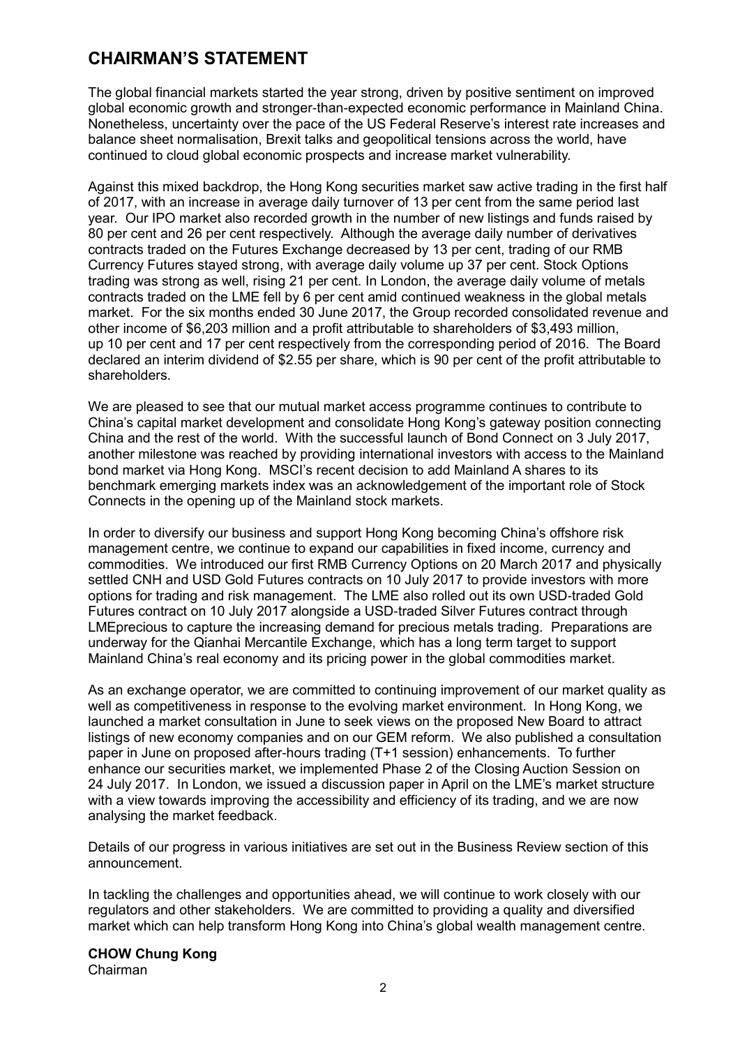# CHAIRMAN'S STATEMENT

The global financial markets started the year strong, driven by positive sentiment on improved global economic growth and stronger-than-expected economic performance in Mainland China. Nonetheless, uncertainty over the pace of the US Federal Reserve's interest rate increases and balance sheet normalisation, Brexit talks and geopolitical tensions across the world, have continued to cloud global economic prospects and increase market vulnerability.

Against this mixed backdrop, the Hong Kong securities market saw active trading in the first half of 2017, with an increase in average daily turnover of 13 per cent from the same period last year. Our IPO market also recorded growth in the number of new listings and funds raised by 80 per cent and 26 per cent respectively. Although the average daily number of derivatives contracts traded on the Futures Exchange decreased by 13 per cent, trading of our RMB Currency Futures stayed strong, with average daily volume up 37 per cent. Stock Options trading was strong as well, rising 21 per cent. In London, the average daily volume of metals contracts traded on the LME fell by 6 per cent amid continued weakness in the global metals market. For the six months ended 30 June 2017, the Group recorded consolidated revenue and other income of $6,203 million and a profit attributable to shareholders of $3,493 million, up 10 per cent and 17 per cent respectively from the corresponding period of 2016. The Board declared an interim dividend of $2.55 per share, which is 90 per cent of the profit attributable to shareholders.

We are pleased to see that our mutual market access programme continues to contribute to China's capital market development and consolidate Hong Kong's gateway position connecting China and the rest of the world. With the successful launch of Bond Connect on 3 July 2017, another milestone was reached by providing international investors with access to the Mainland bond market via Hong Kong. MSCI's recent decision to add Mainland A shares to its benchmark emerging markets index was an acknowledgement of the important role of Stock Connects in the opening up of the Mainland stock markets.

In order to diversify our business and support Hong Kong becoming China's offshore risk management centre, we continue to expand our capabilities in fixed income, currency and commodities. We introduced our first RMB Currency Options on 20 March 2017 and physically settled CNH and USD Gold Futures contracts on 10 July 2017 to provide investors with more options for trading and risk management. The LME also rolled out its own USD-traded Gold Futures contract on 10 July 2017 alongside a USD-traded Silver Futures contract through LMEprecious to capture the increasing demand for precious metals trading. Preparations are underway for the Qianhai Mercantile Exchange, which has a long term target to support Mainland China's real economy and its pricing power in the global commodities market.

As an exchange operator, we are committed to continuing improvement of our market quality as well as competitiveness in response to the evolving market environment. In Hong Kong, we launched a market consultation in June to seek views on the proposed New Board to attract listings of new economy companies and on our GEM reform. We also published a consultation paper in June on proposed after-hours trading (T+1 session) enhancements. To further enhance our securities market, we implemented Phase 2 of the Closing Auction Session on 24 July 2017. In London, we issued a discussion paper in April on the LME's market structure with a view towards improving the accessibility and efficiency of its trading, and we are now analysing the market feedback.

Details of our progress in various initiatives are set out in the Business Review section of this announcement.

In tackling the challenges and opportunities ahead, we will continue to work closely with our regulators and other stakeholders. We are committed to providing a quality and diversified market which can help transform Hong Kong into China's global wealth management centre.

**CHOW Chung Kong**
Chairman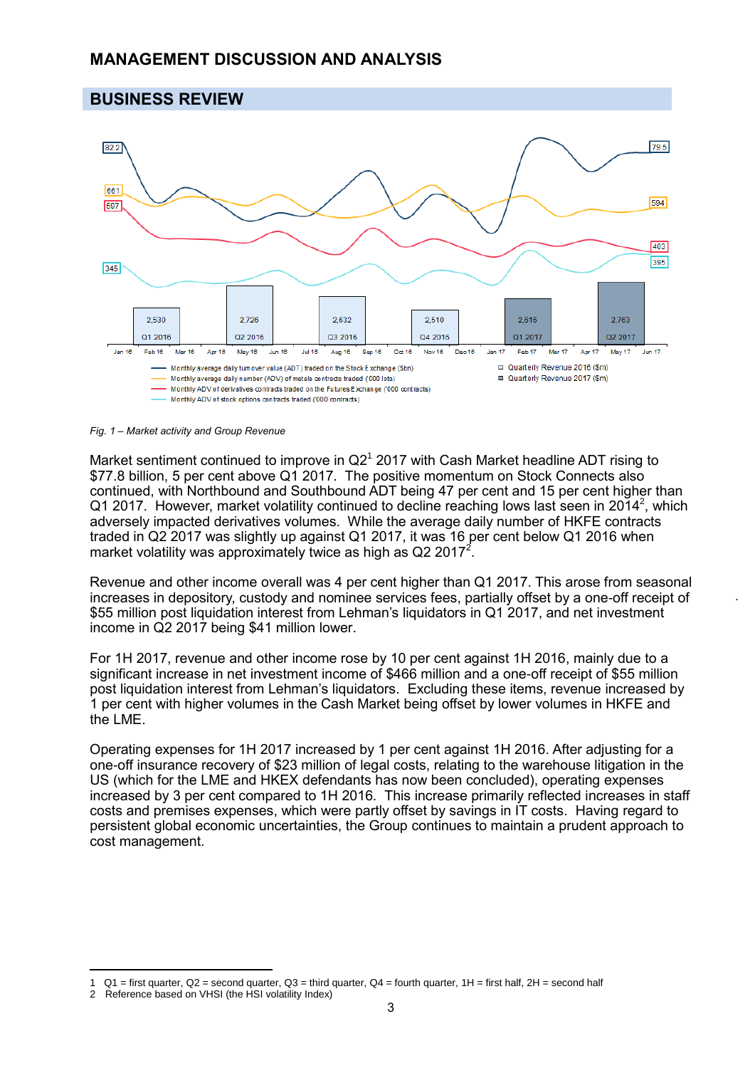# MANAGEMENT DISCUSSION AND ANALYSIS

## BUSINESS REVIEW

*Fig. 1 – Market activity and Group Revenue*

Market sentiment continued to improve in Q2[1] 2017 with Cash Market headline ADT rising to $77.8 billion, 5 per cent above Q1 2017. The positive momentum on Stock Connects also continued, with Northbound and Southbound ADT being 47 per cent and 15 per cent higher than Q1 2017. However, market volatility continued to decline reaching lows last seen in 2014[2], which adversely impacted derivatives volumes. While the average daily number of HKFE contracts traded in Q2 2017 was slightly up against Q1 2017, it was 16 per cent below Q1 2016 when market volatility was approximately twice as high as Q2 2017[2].

Revenue and other income overall was 4 per cent higher than Q1 2017. This arose from seasonal increases in depository, custody and nominee services fees, partially offset by a one-off receipt of $55 million post liquidation interest from Lehman's liquidators in Q1 2017, and net investment income in Q2 2017 being $41 million lower.

For 1H 2017, revenue and other income rose by 10 per cent against 1H 2016, mainly due to a significant increase in net investment income of $466 million and a one-off receipt of $55 million post liquidation interest from Lehman's liquidators. Excluding these items, revenue increased by 1 per cent with higher volumes in the Cash Market being offset by lower volumes in HKFE and the LME.

Operating expenses for 1H 2017 increased by 1 per cent against 1H 2016. After adjusting for a one-off insurance recovery of $23 million of legal costs, relating to the warehouse litigation in the US (which for the LME and HKEX defendants has now been concluded), operating expenses increased by 3 per cent compared to 1H 2016. This increase primarily reflected increases in staff costs and premises expenses, which were partly offset by savings in IT costs. Having regard to persistent global economic uncertainties, the Group continues to maintain a prudent approach to cost management.

---

1 Q1 = first quarter, Q2 = second quarter, Q3 = third quarter, Q4 = fourth quarter, 1H = first half, 2H = second half
2 Reference based on VHSI (the HSI volatility Index)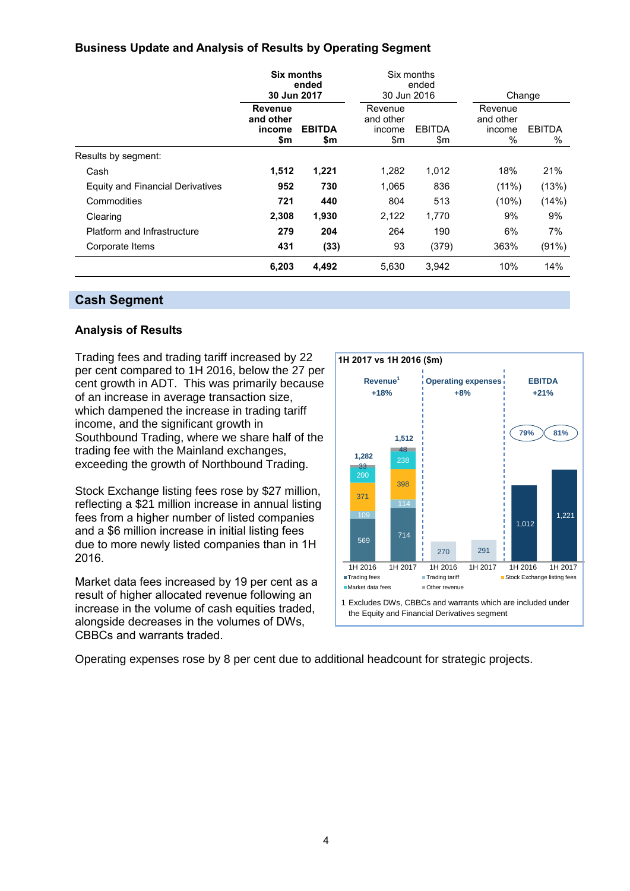### Business Update and Analysis of Results by Operating Segment

| | Six months ended 30 Jun 2017 | | Six months ended 30 Jun 2016 | | Change | |
|---|---|---|---|---|---|---|
| | Revenue and other income $m | EBITDA $m | Revenue and other income $m | EBITDA $m | Revenue and other income % | EBITDA % |
| Results by segment: | | | | | | |
| Cash | **1,512** | **1,221** | 1,282 | 1,012 | 18% | 21% |
| Equity and Financial Derivatives | **952** | **730** | 1,065 | 836 | (11%) | (13%) |
| Commodities | **721** | **440** | 804 | 513 | (10%) | (14%) |
| Clearing | **2,308** | **1,930** | 2,122 | 1,770 | 9% | 9% |
| Platform and Infrastructure | **279** | **204** | 264 | 190 | 6% | 7% |
| Corporate Items | **431** | **(33)** | 93 | (379) | 363% | (91%) |
| | **6,203** | **4,492** | 5,630 | 3,942 | 10% | 14% |

## Cash Segment

### Analysis of Results

Trading fees and trading tariff increased by 22 per cent compared to 1H 2016, below the 27 per cent growth in ADT. This was primarily because of an increase in average transaction size, which dampened the increase in trading tariff income, and the significant growth in Southbound Trading, where we share half of the trading fee with the Mainland exchanges, exceeding the growth of Northbound Trading.

Stock Exchange listing fees rose by $27 million, reflecting a $21 million increase in annual listing fees due to a higher number of listed companies and a $6 million increase in initial listing fees due to more newly listed companies than in 1H 2016.

Market data fees increased by 19 per cent as a result of higher allocated revenue following an increase in the volume of cash equities traded, alongside decreases in the volumes of DWs, CBBCs and warrants traded.

**1H 2017 vs 1H 2016 ($m)**

| | Revenue[1] 1H 2016 | Revenue[1] 1H 2017 | Operating expenses 1H 2016 | Operating expenses 1H 2017 | EBITDA 1H 2016 | EBITDA 1H 2017 |
|---|---|---|---|---|---|---|
| Change | +18% | | +8% | | +21% | |
| Trading fees | 569 | 714 | | | | |
| Trading tariff | 109 | 114 | | | | |
| Stock Exchange listing fees | 371 | 398 | | | | |
| Market data fees | 200 | 238 | | | | |
| Other revenue | 33 | 48 | | | | |
| Total | 1,282 | 1,512 | 270 | 291 | 1,012 | 1,221 |
| EBITDA margin | | | | | 79% | 81% |

1 Excludes DWs, CBBCs and warrants which are included under the Equity and Financial Derivatives segment

Operating expenses rose by 8 per cent due to additional headcount for strategic projects.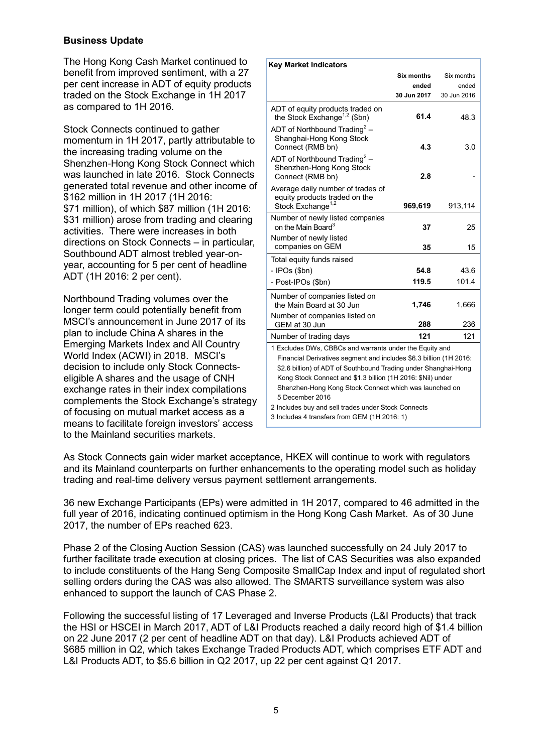## Business Update

The Hong Kong Cash Market continued to benefit from improved sentiment, with a 27 per cent increase in ADT of equity products traded on the Stock Exchange in 1H 2017 as compared to 1H 2016.

Stock Connects continued to gather momentum in 1H 2017, partly attributable to the increasing trading volume on the Shenzhen-Hong Kong Stock Connect which was launched in late 2016. Stock Connects generated total revenue and other income of $162 million in 1H 2017 (1H 2016: $71 million), of which $87 million (1H 2016: $31 million) arose from trading and clearing activities. There were increases in both directions on Stock Connects – in particular, Southbound ADT almost trebled year-on-year, accounting for 5 per cent of headline ADT (1H 2016: 2 per cent).

Northbound Trading volumes over the longer term could potentially benefit from MSCI's announcement in June 2017 of its plan to include China A shares in the Emerging Markets Index and All Country World Index (ACWI) in 2018. MSCI's decision to include only Stock Connects-eligible A shares and the usage of CNH exchange rates in their index compilations complements the Stock Exchange's strategy of focusing on mutual market access as a means to facilitate foreign investors' access to the Mainland securities markets.

**Key Market Indicators**

| | **Six months ended 30 Jun 2017** | Six months ended 30 Jun 2016 |
|---|---|---|
| ADT of equity products traded on the Stock Exchange[1,2] ($bn) | **61.4** | 48.3 |
| ADT of Northbound Trading[2] – Shanghai-Hong Kong Stock Connect (RMB bn) | **4.3** | 3.0 |
| ADT of Northbound Trading[2] – Shenzhen-Hong Kong Stock Connect (RMB bn) | **2.8** | - |
| Average daily number of trades of equity products traded on the Stock Exchange[1,2] | **969,619** | 913,114 |
| Number of newly listed companies on the Main Board[3] | **37** | 25 |
| Number of newly listed companies on GEM | **35** | 15 |
| Total equity funds raised | | |
| - IPOs ($bn) | **54.8** | 43.6 |
| - Post-IPOs ($bn) | **119.5** | 101.4 |
| Number of companies listed on the Main Board at 30 Jun | **1,746** | 1,666 |
| Number of companies listed on GEM at 30 Jun | **288** | 236 |
| Number of trading days | **121** | 121 |

1 Excludes DWs, CBBCs and warrants under the Equity and Financial Derivatives segment and includes $6.3 billion (1H 2016: $2.6 billion) of ADT of Southbound Trading under Shanghai-Hong Kong Stock Connect and $1.3 billion (1H 2016: $Nil) under Shenzhen-Hong Kong Stock Connect which was launched on 5 December 2016

2 Includes buy and sell trades under Stock Connects

3 Includes 4 transfers from GEM (1H 2016: 1)

As Stock Connects gain wider market acceptance, HKEX will continue to work with regulators and its Mainland counterparts on further enhancements to the operating model such as holiday trading and real-time delivery versus payment settlement arrangements.

36 new Exchange Participants (EPs) were admitted in 1H 2017, compared to 46 admitted in the full year of 2016, indicating continued optimism in the Hong Kong Cash Market. As of 30 June 2017, the number of EPs reached 623.

Phase 2 of the Closing Auction Session (CAS) was launched successfully on 24 July 2017 to further facilitate trade execution at closing prices. The list of CAS Securities was also expanded to include constituents of the Hang Seng Composite SmallCap Index and input of regulated short selling orders during the CAS was also allowed. The SMARTS surveillance system was also enhanced to support the launch of CAS Phase 2.

Following the successful listing of 17 Leveraged and Inverse Products (L&I Products) that track the HSI or HSCEI in March 2017, ADT of L&I Products reached a daily record high of $1.4 billion on 22 June 2017 (2 per cent of headline ADT on that day). L&I Products achieved ADT of $685 million in Q2, which takes Exchange Traded Products ADT, which comprises ETF ADT and L&I Products ADT, to $5.6 billion in Q2 2017, up 22 per cent against Q1 2017.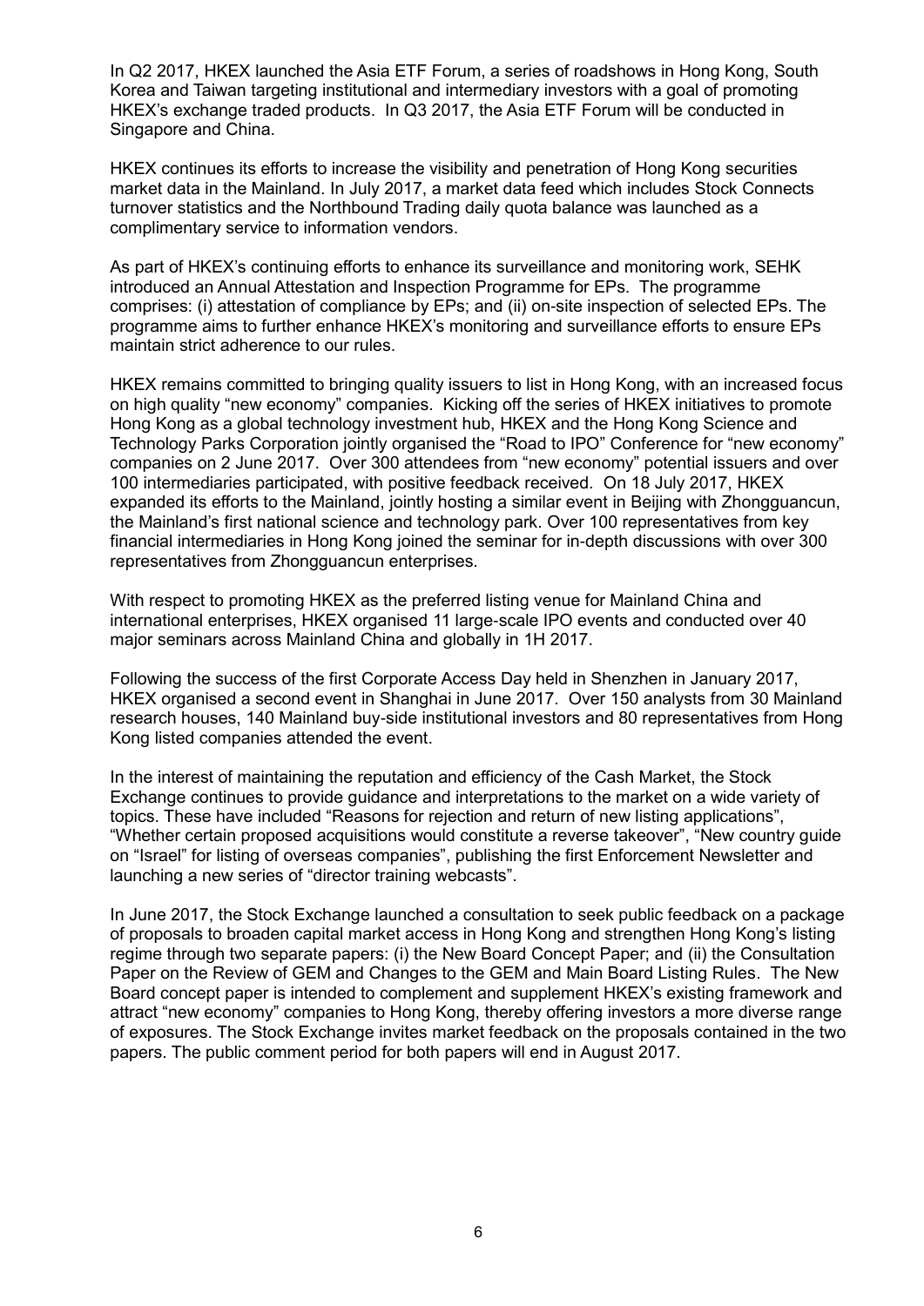In Q2 2017, HKEX launched the Asia ETF Forum, a series of roadshows in Hong Kong, South Korea and Taiwan targeting institutional and intermediary investors with a goal of promoting HKEX's exchange traded products. In Q3 2017, the Asia ETF Forum will be conducted in Singapore and China.

HKEX continues its efforts to increase the visibility and penetration of Hong Kong securities market data in the Mainland. In July 2017, a market data feed which includes Stock Connects turnover statistics and the Northbound Trading daily quota balance was launched as a complimentary service to information vendors.

As part of HKEX's continuing efforts to enhance its surveillance and monitoring work, SEHK introduced an Annual Attestation and Inspection Programme for EPs. The programme comprises: (i) attestation of compliance by EPs; and (ii) on-site inspection of selected EPs. The programme aims to further enhance HKEX's monitoring and surveillance efforts to ensure EPs maintain strict adherence to our rules.

HKEX remains committed to bringing quality issuers to list in Hong Kong, with an increased focus on high quality "new economy" companies. Kicking off the series of HKEX initiatives to promote Hong Kong as a global technology investment hub, HKEX and the Hong Kong Science and Technology Parks Corporation jointly organised the "Road to IPO" Conference for "new economy" companies on 2 June 2017. Over 300 attendees from "new economy" potential issuers and over 100 intermediaries participated, with positive feedback received. On 18 July 2017, HKEX expanded its efforts to the Mainland, jointly hosting a similar event in Beijing with Zhongguancun, the Mainland's first national science and technology park. Over 100 representatives from key financial intermediaries in Hong Kong joined the seminar for in-depth discussions with over 300 representatives from Zhongguancun enterprises.

With respect to promoting HKEX as the preferred listing venue for Mainland China and international enterprises, HKEX organised 11 large-scale IPO events and conducted over 40 major seminars across Mainland China and globally in 1H 2017.

Following the success of the first Corporate Access Day held in Shenzhen in January 2017, HKEX organised a second event in Shanghai in June 2017. Over 150 analysts from 30 Mainland research houses, 140 Mainland buy-side institutional investors and 80 representatives from Hong Kong listed companies attended the event.

In the interest of maintaining the reputation and efficiency of the Cash Market, the Stock Exchange continues to provide guidance and interpretations to the market on a wide variety of topics. These have included "Reasons for rejection and return of new listing applications", "Whether certain proposed acquisitions would constitute a reverse takeover", "New country guide on "Israel" for listing of overseas companies", publishing the first Enforcement Newsletter and launching a new series of "director training webcasts".

In June 2017, the Stock Exchange launched a consultation to seek public feedback on a package of proposals to broaden capital market access in Hong Kong and strengthen Hong Kong's listing regime through two separate papers: (i) the New Board Concept Paper; and (ii) the Consultation Paper on the Review of GEM and Changes to the GEM and Main Board Listing Rules. The New Board concept paper is intended to complement and supplement HKEX's existing framework and attract "new economy" companies to Hong Kong, thereby offering investors a more diverse range of exposures. The Stock Exchange invites market feedback on the proposals contained in the two papers. The public comment period for both papers will end in August 2017.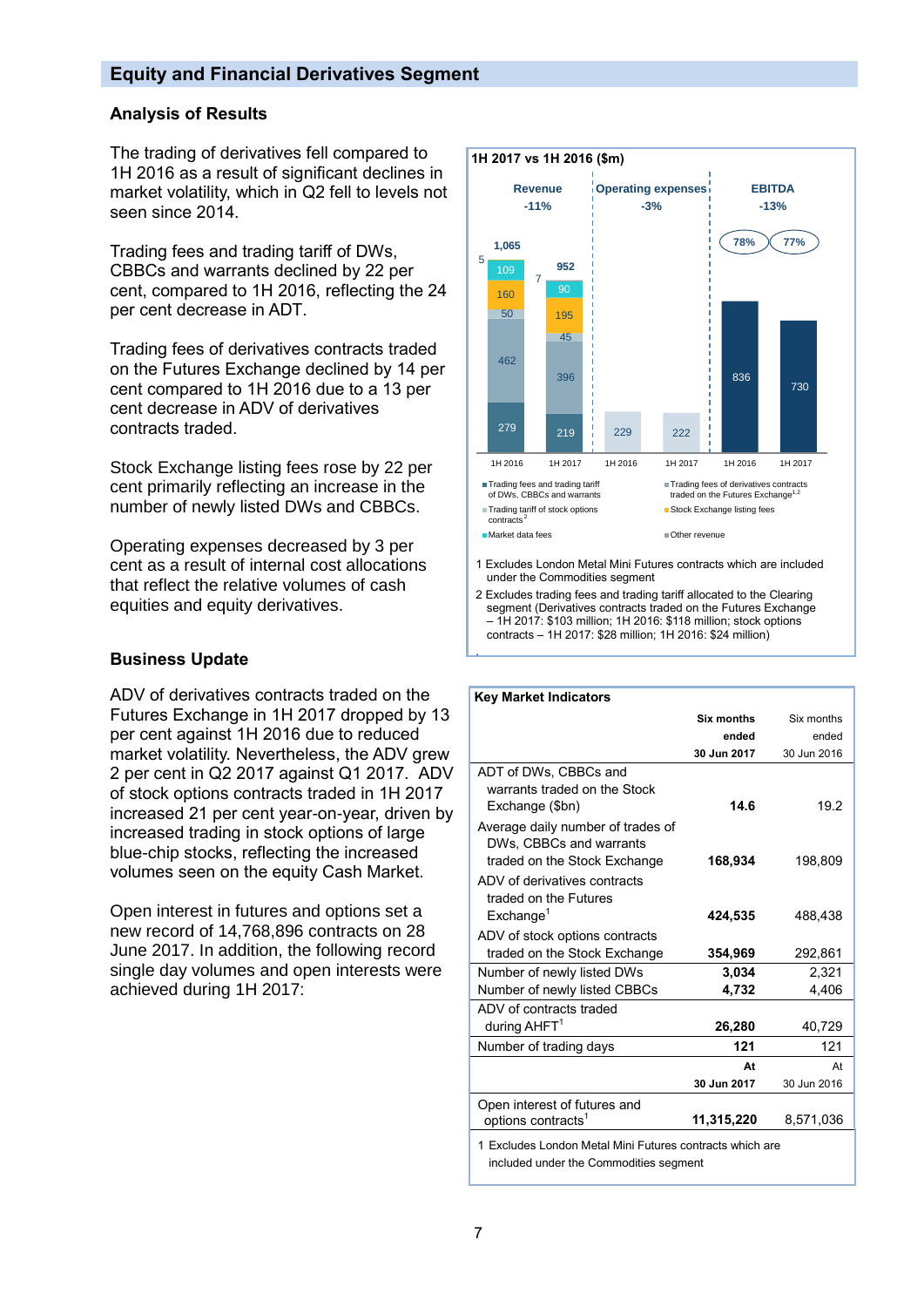## Equity and Financial Derivatives Segment

### Analysis of Results

The trading of derivatives fell compared to 1H 2016 as a result of significant declines in market volatility, which in Q2 fell to levels not seen since 2014.

Trading fees and trading tariff of DWs, CBBCs and warrants declined by 22 per cent, compared to 1H 2016, reflecting the 24 per cent decrease in ADT.

Trading fees of derivatives contracts traded on the Futures Exchange declined by 14 per cent compared to 1H 2016 due to a 13 per cent decrease in ADV of derivatives contracts traded.

Stock Exchange listing fees rose by 22 per cent primarily reflecting an increase in the number of newly listed DWs and CBBCs.

Operating expenses decreased by 3 per cent as a result of internal cost allocations that reflect the relative volumes of cash equities and equity derivatives.

### Business Update

ADV of derivatives contracts traded on the Futures Exchange in 1H 2017 dropped by 13 per cent against 1H 2016 due to reduced market volatility. Nevertheless, the ADV grew 2 per cent in Q2 2017 against Q1 2017. ADV of stock options contracts traded in 1H 2017 increased 21 per cent year-on-year, driven by increased trading in stock options of large blue-chip stocks, reflecting the increased volumes seen on the equity Cash Market.

Open interest in futures and options set a new record of 14,768,896 contracts on 28 June 2017. In addition, the following record single day volumes and open interests were achieved during 1H 2017:

**1H 2017 vs 1H 2016 ($m)**

| | Revenue 1H 2016 | Revenue 1H 2017 | Operating expenses 1H 2016 | Operating expenses 1H 2017 | EBITDA 1H 2016 | EBITDA 1H 2017 |
|---|---|---|---|---|---|---|
| Trading fees and trading tariff of DWs, CBBCs and warrants | 279 | 219 | | | | |
| Trading fees of derivatives contracts traded on the Futures Exchange[1,2] | 462 | 396 | | | | |
| Trading tariff of stock options contracts[2] | 50 | 45 | | | | |
| Stock Exchange listing fees | 160 | 195 | | | | |
| Market data fees | 109 | 90 | | | | |
| Other revenue | 5 | 7 | | | | |
| Total | 1,065 | 952 | 229 | 222 | 836 | 730 |
| Change | | -11% | | -3% | | -13% |
| EBITDA margin | | | | | 78% | 77% |

1 Excludes London Metal Mini Futures contracts which are included under the Commodities segment

2 Excludes trading fees and trading tariff allocated to the Clearing segment (Derivatives contracts traded on the Futures Exchange – 1H 2017: $103 million; 1H 2016: $118 million; stock options contracts – 1H 2017: $28 million; 1H 2016: $24 million)

**Key Market Indicators**

| | Six months ended 30 Jun 2017 | Six months ended 30 Jun 2016 |
|---|---|---|
| ADT of DWs, CBBCs and warrants traded on the Stock Exchange ($bn) | **14.6** | 19.2 |
| Average daily number of trades of DWs, CBBCs and warrants traded on the Stock Exchange | **168,934** | 198,809 |
| ADV of derivatives contracts traded on the Futures Exchange[1] | **424,535** | 488,438 |
| ADV of stock options contracts traded on the Stock Exchange | **354,969** | 292,861 |
| Number of newly listed DWs | **3,034** | 2,321 |
| Number of newly listed CBBCs | **4,732** | 4,406 |
| ADV of contracts traded during AHFT[1] | **26,280** | 40,729 |
| Number of trading days | **121** | 121 |
| | **At 30 Jun 2017** | At 30 Jun 2016 |
| Open interest of futures and options contracts[1] | **11,315,220** | 8,571,036 |

1 Excludes London Metal Mini Futures contracts which are included under the Commodities segment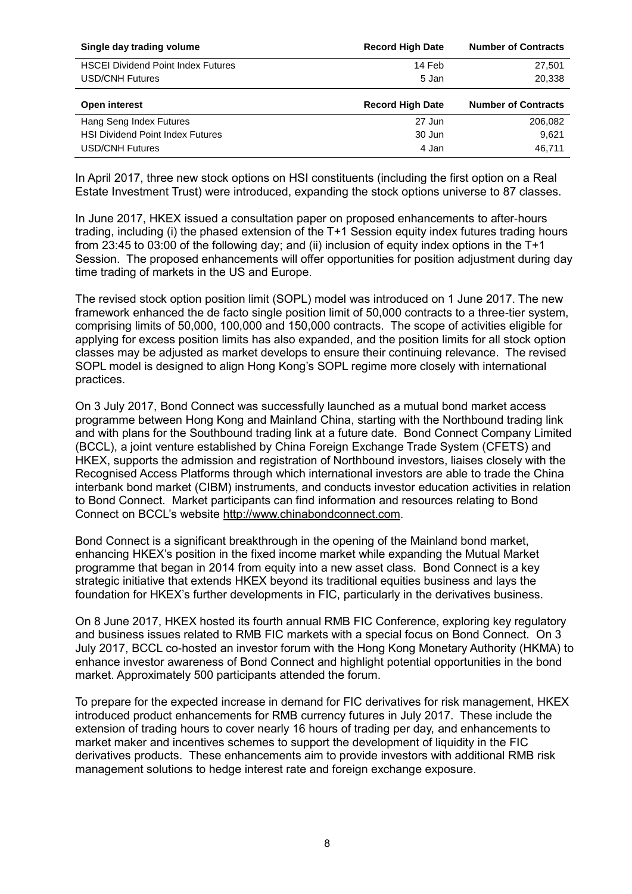| Single day trading volume | Record High Date | Number of Contracts |
|---|---|---|
| HSCEI Dividend Point Index Futures | 14 Feb | 27,501 |
| USD/CNH Futures | 5 Jan | 20,338 |

| Open interest | Record High Date | Number of Contracts |
|---|---|---|
| Hang Seng Index Futures | 27 Jun | 206,082 |
| HSI Dividend Point Index Futures | 30 Jun | 9,621 |
| USD/CNH Futures | 4 Jan | 46,711 |

In April 2017, three new stock options on HSI constituents (including the first option on a Real Estate Investment Trust) were introduced, expanding the stock options universe to 87 classes.

In June 2017, HKEX issued a consultation paper on proposed enhancements to after-hours trading, including (i) the phased extension of the T+1 Session equity index futures trading hours from 23:45 to 03:00 of the following day; and (ii) inclusion of equity index options in the T+1 Session. The proposed enhancements will offer opportunities for position adjustment during day time trading of markets in the US and Europe.

The revised stock option position limit (SOPL) model was introduced on 1 June 2017. The new framework enhanced the de facto single position limit of 50,000 contracts to a three-tier system, comprising limits of 50,000, 100,000 and 150,000 contracts. The scope of activities eligible for applying for excess position limits has also expanded, and the position limits for all stock option classes may be adjusted as market develops to ensure their continuing relevance. The revised SOPL model is designed to align Hong Kong's SOPL regime more closely with international practices.

On 3 July 2017, Bond Connect was successfully launched as a mutual bond market access programme between Hong Kong and Mainland China, starting with the Northbound trading link and with plans for the Southbound trading link at a future date. Bond Connect Company Limited (BCCL), a joint venture established by China Foreign Exchange Trade System (CFETS) and HKEX, supports the admission and registration of Northbound investors, liaises closely with the Recognised Access Platforms through which international investors are able to trade the China interbank bond market (CIBM) instruments, and conducts investor education activities in relation to Bond Connect. Market participants can find information and resources relating to Bond Connect on BCCL's website http://www.chinabondconnect.com.

Bond Connect is a significant breakthrough in the opening of the Mainland bond market, enhancing HKEX's position in the fixed income market while expanding the Mutual Market programme that began in 2014 from equity into a new asset class. Bond Connect is a key strategic initiative that extends HKEX beyond its traditional equities business and lays the foundation for HKEX's further developments in FIC, particularly in the derivatives business.

On 8 June 2017, HKEX hosted its fourth annual RMB FIC Conference, exploring key regulatory and business issues related to RMB FIC markets with a special focus on Bond Connect. On 3 July 2017, BCCL co-hosted an investor forum with the Hong Kong Monetary Authority (HKMA) to enhance investor awareness of Bond Connect and highlight potential opportunities in the bond market. Approximately 500 participants attended the forum.

To prepare for the expected increase in demand for FIC derivatives for risk management, HKEX introduced product enhancements for RMB currency futures in July 2017. These include the extension of trading hours to cover nearly 16 hours of trading per day, and enhancements to market maker and incentives schemes to support the development of liquidity in the FIC derivatives products. These enhancements aim to provide investors with additional RMB risk management solutions to hedge interest rate and foreign exchange exposure.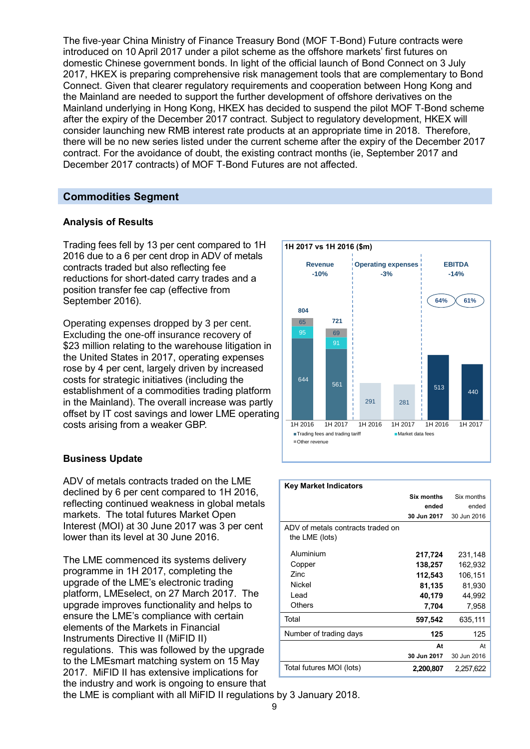The five-year China Ministry of Finance Treasury Bond (MOF T-Bond) Future contracts were introduced on 10 April 2017 under a pilot scheme as the offshore markets' first futures on domestic Chinese government bonds. In light of the official launch of Bond Connect on 3 July 2017, HKEX is preparing comprehensive risk management tools that are complementary to Bond Connect. Given that clearer regulatory requirements and cooperation between Hong Kong and the Mainland are needed to support the further development of offshore derivatives on the Mainland underlying in Hong Kong, HKEX has decided to suspend the pilot MOF T-Bond scheme after the expiry of the December 2017 contract. Subject to regulatory development, HKEX will consider launching new RMB interest rate products at an appropriate time in 2018. Therefore, there will be no new series listed under the current scheme after the expiry of the December 2017 contract. For the avoidance of doubt, the existing contract months (ie, September 2017 and December 2017 contracts) of MOF T-Bond Futures are not affected.

## Commodities Segment

### Analysis of Results

Trading fees fell by 13 per cent compared to 1H 2016 due to a 6 per cent drop in ADV of metals contracts traded but also reflecting fee reductions for short-dated carry trades and a position transfer fee cap (effective from September 2016).

Operating expenses dropped by 3 per cent. Excluding the one-off insurance recovery of $23 million relating to the warehouse litigation in the United States in 2017, operating expenses rose by 4 per cent, largely driven by increased costs for strategic initiatives (including the establishment of a commodities trading platform in the Mainland). The overall increase was partly offset by IT cost savings and lower LME operating costs arising from a weaker GBP.

**1H 2017 vs 1H 2016 ($m)**

| | Revenue (-10%) | | Operating expenses (-3%) | | EBITDA (-14%) | |
|---|---|---|---|---|---|---|
| | 1H 2016 | 1H 2017 | 1H 2016 | 1H 2017 | 1H 2016 | 1H 2017 |
| Trading fees and trading tariff | 644 | 561 | | | | |
| Market data fees | 95 | 91 | | | | |
| Other revenue | 65 | 69 | | | | |
| Total | 804 | 721 | 291 | 281 | 513 | 440 |
| EBITDA margin | | | | | 64% | 61% |

### Business Update

ADV of metals contracts traded on the LME declined by 6 per cent compared to 1H 2016, reflecting continued weakness in global metals markets. The total futures Market Open Interest (MOI) at 30 June 2017 was 3 per cent lower than its level at 30 June 2016.

The LME commenced its systems delivery programme in 1H 2017, completing the upgrade of the LME's electronic trading platform, LMEselect, on 27 March 2017. The upgrade improves functionality and helps to ensure the LME's compliance with certain elements of the Markets in Financial Instruments Directive II (MiFID II) regulations. This was followed by the upgrade to the LMEsmart matching system on 15 May 2017. MiFID II has extensive implications for the industry and work is ongoing to ensure that the LME is compliant with all MiFID II regulations by 3 January 2018.

**Key Market Indicators**

| | **Six months ended 30 Jun 2017** | Six months ended 30 Jun 2016 |
|---|---|---|
| ADV of metals contracts traded on the LME (lots) | | |
| Aluminium | **217,724** | 231,148 |
| Copper | **138,257** | 162,932 |
| Zinc | **112,543** | 106,151 |
| Nickel | **81,135** | 81,930 |
| Lead | **40,179** | 44,992 |
| Others | **7,704** | 7,958 |
| Total | **597,542** | 635,111 |
| Number of trading days | **125** | 125 |
| | **At 30 Jun 2017** | At 30 Jun 2016 |
| Total futures MOI (lots) | **2,200,807** | 2,257,622 |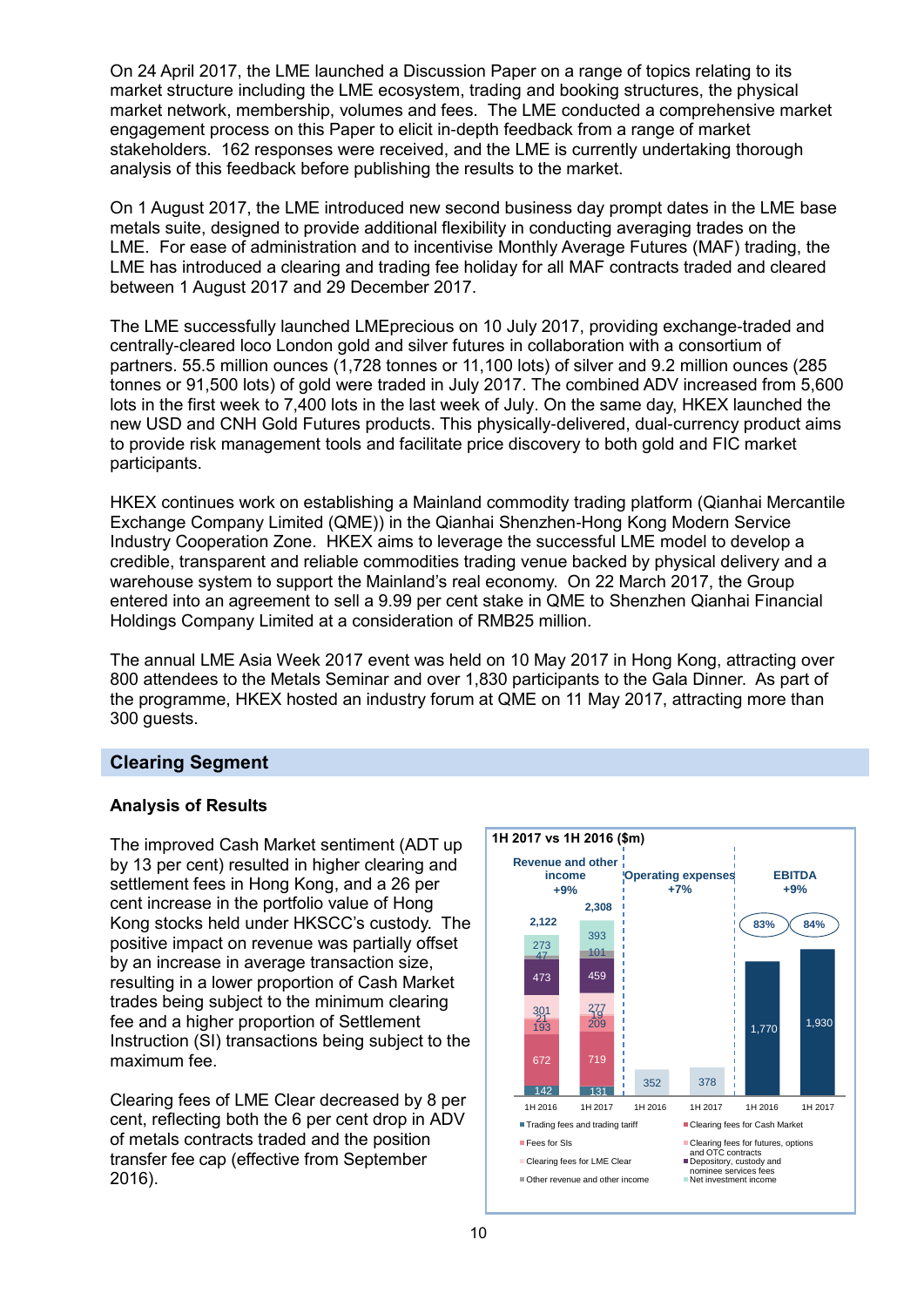On 24 April 2017, the LME launched a Discussion Paper on a range of topics relating to its market structure including the LME ecosystem, trading and booking structures, the physical market network, membership, volumes and fees. The LME conducted a comprehensive market engagement process on this Paper to elicit in-depth feedback from a range of market stakeholders. 162 responses were received, and the LME is currently undertaking thorough analysis of this feedback before publishing the results to the market.

On 1 August 2017, the LME introduced new second business day prompt dates in the LME base metals suite, designed to provide additional flexibility in conducting averaging trades on the LME. For ease of administration and to incentivise Monthly Average Futures (MAF) trading, the LME has introduced a clearing and trading fee holiday for all MAF contracts traded and cleared between 1 August 2017 and 29 December 2017.

The LME successfully launched LMEprecious on 10 July 2017, providing exchange-traded and centrally-cleared loco London gold and silver futures in collaboration with a consortium of partners. 55.5 million ounces (1,728 tonnes or 11,100 lots) of silver and 9.2 million ounces (285 tonnes or 91,500 lots) of gold were traded in July 2017. The combined ADV increased from 5,600 lots in the first week to 7,400 lots in the last week of July. On the same day, HKEX launched the new USD and CNH Gold Futures products. This physically-delivered, dual-currency product aims to provide risk management tools and facilitate price discovery to both gold and FIC market participants.

HKEX continues work on establishing a Mainland commodity trading platform (Qianhai Mercantile Exchange Company Limited (QME)) in the Qianhai Shenzhen-Hong Kong Modern Service Industry Cooperation Zone. HKEX aims to leverage the successful LME model to develop a credible, transparent and reliable commodities trading venue backed by physical delivery and a warehouse system to support the Mainland's real economy. On 22 March 2017, the Group entered into an agreement to sell a 9.99 per cent stake in QME to Shenzhen Qianhai Financial Holdings Company Limited at a consideration of RMB25 million.

The annual LME Asia Week 2017 event was held on 10 May 2017 in Hong Kong, attracting over 800 attendees to the Metals Seminar and over 1,830 participants to the Gala Dinner. As part of the programme, HKEX hosted an industry forum at QME on 11 May 2017, attracting more than 300 guests.

## Clearing Segment

### Analysis of Results

The improved Cash Market sentiment (ADT up by 13 per cent) resulted in higher clearing and settlement fees in Hong Kong, and a 26 per cent increase in the portfolio value of Hong Kong stocks held under HKSCC's custody. The positive impact on revenue was partially offset by an increase in average transaction size, resulting in a lower proportion of Cash Market trades being subject to the minimum clearing fee and a higher proportion of Settlement Instruction (SI) transactions being subject to the maximum fee.

Clearing fees of LME Clear decreased by 8 per cent, reflecting both the 6 per cent drop in ADV of metals contracts traded and the position transfer fee cap (effective from September 2016).

**1H 2017 vs 1H 2016 ($m)**

| | Revenue and other income (+9%) | | Operating expenses (+7%) | | EBITDA (+9%) | |
|---|---|---|---|---|---|---|
| | 1H 2016 | 1H 2017 | 1H 2016 | 1H 2017 | 1H 2016 | 1H 2017 |
| Trading fees and trading tariff | 142 | 131 | | | | |
| Clearing fees for Cash Market | 672 | 719 | | | | |
| Fees for SIs | 193 | 209 | | | | |
| Clearing fees for futures, options and OTC contracts | 21 | 19 | | | | |
| Clearing fees for LME Clear | 301 | 277 | | | | |
| Depository, custody and nominee services fees | 473 | 459 | | | | |
| Other revenue and other income | 47 | 101 | | | | |
| Net investment income | 273 | 393 | | | | |
| Total | 2,122 | 2,308 | 352 | 378 | 1,770 | 1,930 |
| EBITDA margin | | | | | 83% | 84% |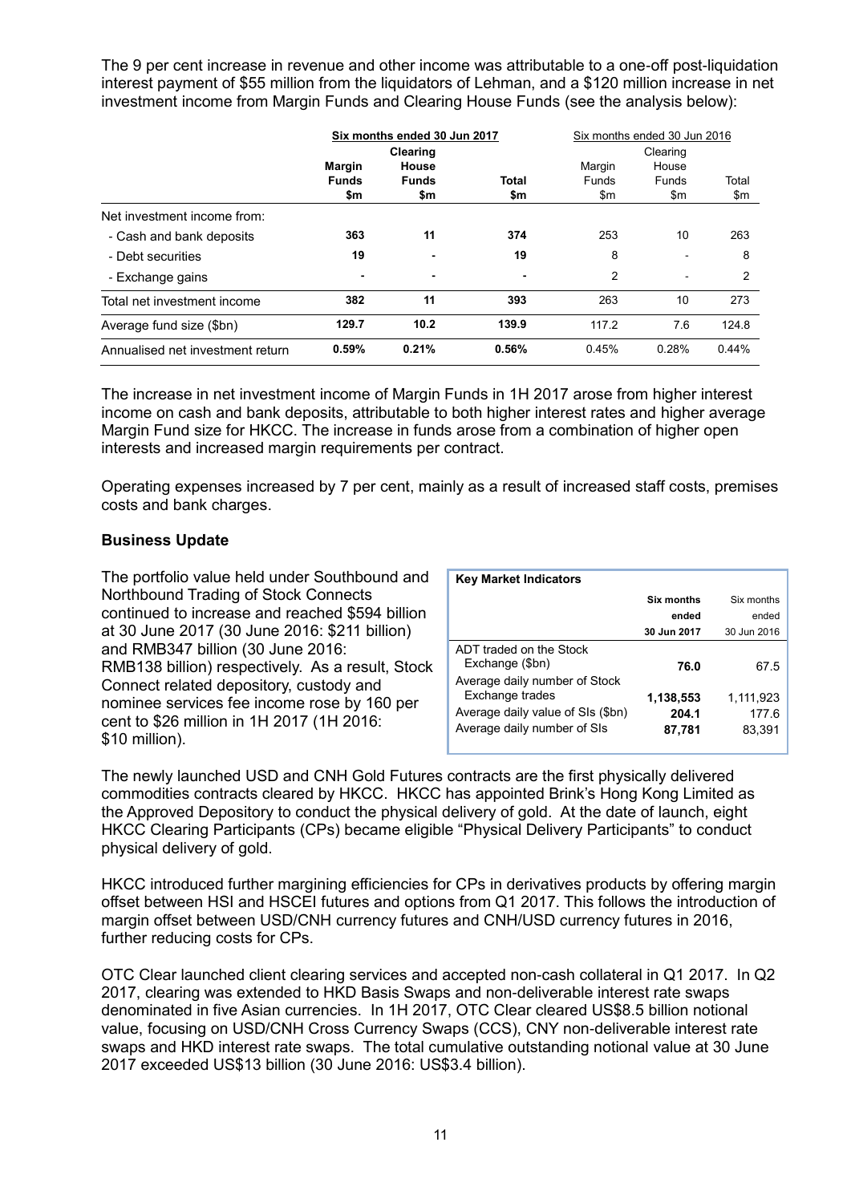The 9 per cent increase in revenue and other income was attributable to a one-off post-liquidation interest payment of $55 million from the liquidators of Lehman, and a $120 million increase in net investment income from Margin Funds and Clearing House Funds (see the analysis below):

| | **Six months ended 30 Jun 2017** | | | Six months ended 30 Jun 2016 | | |
|---|---|---|---|---|---|---|
| | **Margin Funds $m** | **Clearing House Funds $m** | **Total $m** | Margin Funds $m | Clearing House Funds $m | Total $m |
| Net investment income from: | | | | | | |
| - Cash and bank deposits | **363** | **11** | **374** | 253 | 10 | 263 |
| - Debt securities | **19** | **-** | **19** | 8 | - | 8 |
| - Exchange gains | **-** | **-** | **-** | 2 | - | 2 |
| Total net investment income | **382** | **11** | **393** | 263 | 10 | 273 |
| Average fund size ($bn) | **129.7** | **10.2** | **139.9** | 117.2 | 7.6 | 124.8 |
| Annualised net investment return | **0.59%** | **0.21%** | **0.56%** | 0.45% | 0.28% | 0.44% |

The increase in net investment income of Margin Funds in 1H 2017 arose from higher interest income on cash and bank deposits, attributable to both higher interest rates and higher average Margin Fund size for HKCC. The increase in funds arose from a combination of higher open interests and increased margin requirements per contract.

Operating expenses increased by 7 per cent, mainly as a result of increased staff costs, premises costs and bank charges.

**Business Update**

The portfolio value held under Southbound and Northbound Trading of Stock Connects continued to increase and reached $594 billion at 30 June 2017 (30 June 2016: $211 billion) and RMB347 billion (30 June 2016: RMB138 billion) respectively. As a result, Stock Connect related depository, custody and nominee services fee income rose by 160 per cent to $26 million in 1H 2017 (1H 2016: $10 million).

| **Key Market Indicators** | **Six months ended 30 Jun 2017** | Six months ended 30 Jun 2016 |
|---|---|---|
| ADT traded on the Stock Exchange ($bn) | **76.0** | 67.5 |
| Average daily number of Stock Exchange trades | **1,138,553** | 1,111,923 |
| Average daily value of SIs ($bn) | **204.1** | 177.6 |
| Average daily number of SIs | **87,781** | 83,391 |

The newly launched USD and CNH Gold Futures contracts are the first physically delivered commodities contracts cleared by HKCC. HKCC has appointed Brink's Hong Kong Limited as the Approved Depository to conduct the physical delivery of gold. At the date of launch, eight HKCC Clearing Participants (CPs) became eligible "Physical Delivery Participants" to conduct physical delivery of gold.

HKCC introduced further margining efficiencies for CPs in derivatives products by offering margin offset between HSI and HSCEI futures and options from Q1 2017. This follows the introduction of margin offset between USD/CNH currency futures and CNH/USD currency futures in 2016, further reducing costs for CPs.

OTC Clear launched client clearing services and accepted non-cash collateral in Q1 2017. In Q2 2017, clearing was extended to HKD Basis Swaps and non-deliverable interest rate swaps denominated in five Asian currencies. In 1H 2017, OTC Clear cleared US$8.5 billion notional value, focusing on USD/CNH Cross Currency Swaps (CCS), CNY non-deliverable interest rate swaps and HKD interest rate swaps. The total cumulative outstanding notional value at 30 June 2017 exceeded US$13 billion (30 June 2016: US$3.4 billion).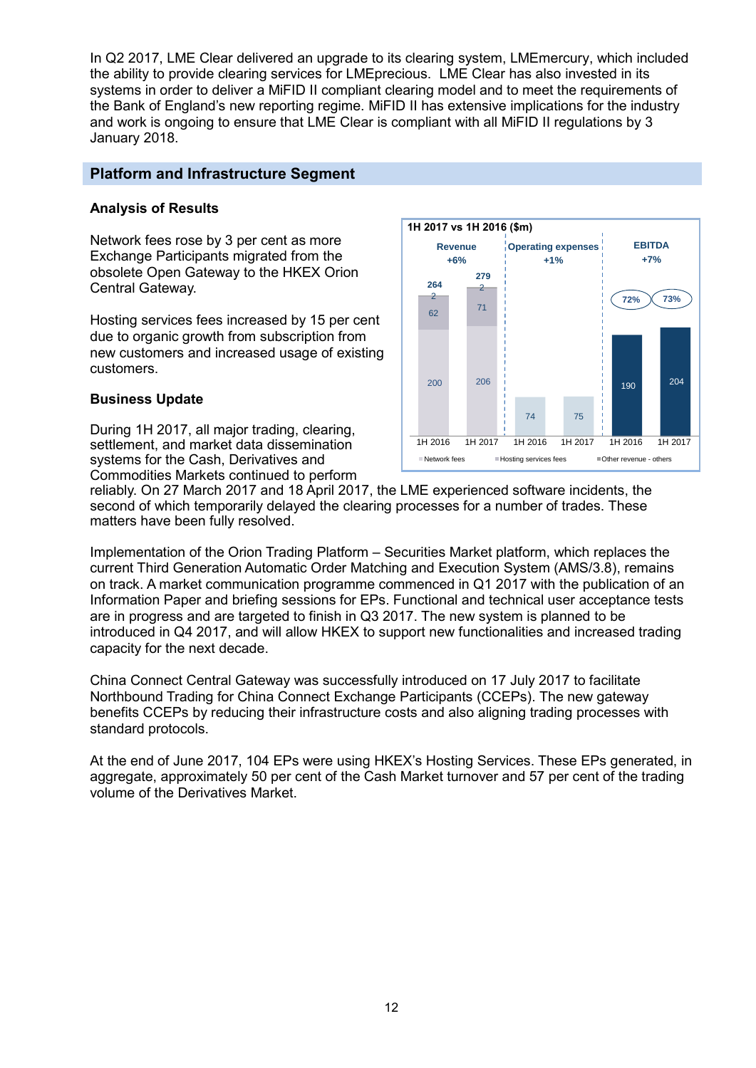In Q2 2017, LME Clear delivered an upgrade to its clearing system, LMEmercury, which included the ability to provide clearing services for LMEprecious. LME Clear has also invested in its systems in order to deliver a MiFID II compliant clearing model and to meet the requirements of the Bank of England's new reporting regime. MiFID II has extensive implications for the industry and work is ongoing to ensure that LME Clear is compliant with all MiFID II regulations by 3 January 2018.

## Platform and Infrastructure Segment

### Analysis of Results

1H 2017 vs 1H 2016 ($m)

| | Revenue (+6%) | | Operating expenses (+1%) | | EBITDA (+7%) | |
|---|---|---|---|---|---|---|
| | 1H 2016 | 1H 2017 | 1H 2016 | 1H 2017 | 1H 2016 | 1H 2017 |
| Network fees | 200 | 206 | | | | |
| Hosting services fees | 62 | 71 | | | | |
| Other revenue - others | 2 | 2 | | | | |
| Total | 264 | 279 | 74 | 75 | 190 | 204 |
| EBITDA margin | | | | | 72% | 73% |

Network fees rose by 3 per cent as more Exchange Participants migrated from the obsolete Open Gateway to the HKEX Orion Central Gateway.

Hosting services fees increased by 15 per cent due to organic growth from subscription from new customers and increased usage of existing customers.

### Business Update

During 1H 2017, all major trading, clearing, settlement, and market data dissemination systems for the Cash, Derivatives and Commodities Markets continued to perform reliably. On 27 March 2017 and 18 April 2017, the LME experienced software incidents, the second of which temporarily delayed the clearing processes for a number of trades. These matters have been fully resolved.

Implementation of the Orion Trading Platform – Securities Market platform, which replaces the current Third Generation Automatic Order Matching and Execution System (AMS/3.8), remains on track. A market communication programme commenced in Q1 2017 with the publication of an Information Paper and briefing sessions for EPs. Functional and technical user acceptance tests are in progress and are targeted to finish in Q3 2017. The new system is planned to be introduced in Q4 2017, and will allow HKEX to support new functionalities and increased trading capacity for the next decade.

China Connect Central Gateway was successfully introduced on 17 July 2017 to facilitate Northbound Trading for China Connect Exchange Participants (CCEPs). The new gateway benefits CCEPs by reducing their infrastructure costs and also aligning trading processes with standard protocols.

At the end of June 2017, 104 EPs were using HKEX's Hosting Services. These EPs generated, in aggregate, approximately 50 per cent of the Cash Market turnover and 57 per cent of the trading volume of the Derivatives Market.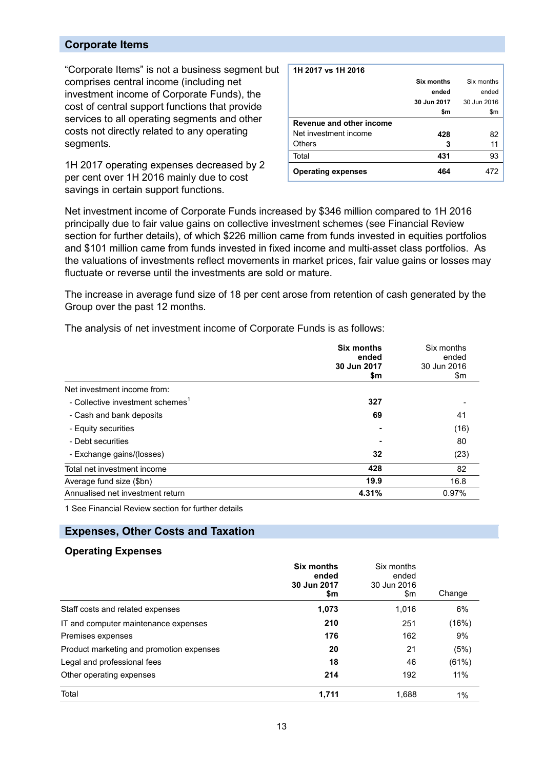## Corporate Items

"Corporate Items" is not a business segment but comprises central income (including net investment income of Corporate Funds), the cost of central support functions that provide services to all operating segments and other costs not directly related to any operating segments.

1H 2017 operating expenses decreased by 2 per cent over 1H 2016 mainly due to cost savings in certain support functions.

| 1H 2017 vs 1H 2016 | **Six months ended 30 Jun 2017 $m** | Six months ended 30 Jun 2016 $m |
|---|---|---|
| **Revenue and other income** | | |
| Net investment income | **428** | 82 |
| Others | **3** | 11 |
| Total | **431** | 93 |
| **Operating expenses** | **464** | 472 |

Net investment income of Corporate Funds increased by $346 million compared to 1H 2016 principally due to fair value gains on collective investment schemes (see Financial Review section for further details), of which $226 million came from funds invested in equities portfolios and $101 million came from funds invested in fixed income and multi-asset class portfolios. As the valuations of investments reflect movements in market prices, fair value gains or losses may fluctuate or reverse until the investments are sold or mature.

The increase in average fund size of 18 per cent arose from retention of cash generated by the Group over the past 12 months.

The analysis of net investment income of Corporate Funds is as follows:

| | **Six months ended 30 Jun 2017 $m** | Six months ended 30 Jun 2016 $m |
|---|---|---|
| Net investment income from: | | |
| - Collective investment schemes[1] | **327** | - |
| - Cash and bank deposits | **69** | 41 |
| - Equity securities | **-** | (16) |
| - Debt securities | **-** | 80 |
| - Exchange gains/(losses) | **32** | (23) |
| Total net investment income | **428** | 82 |
| Average fund size ($bn) | **19.9** | 16.8 |
| Annualised net investment return | **4.31%** | 0.97% |

1 See Financial Review section for further details

## Expenses, Other Costs and Taxation

### Operating Expenses

| | **Six months ended 30 Jun 2017 $m** | Six months ended 30 Jun 2016 $m | Change |
|---|---|---|---|
| Staff costs and related expenses | **1,073** | 1,016 | 6% |
| IT and computer maintenance expenses | **210** | 251 | (16%) |
| Premises expenses | **176** | 162 | 9% |
| Product marketing and promotion expenses | **20** | 21 | (5%) |
| Legal and professional fees | **18** | 46 | (61%) |
| Other operating expenses | **214** | 192 | 11% |
| Total | **1,711** | 1,688 | 1% |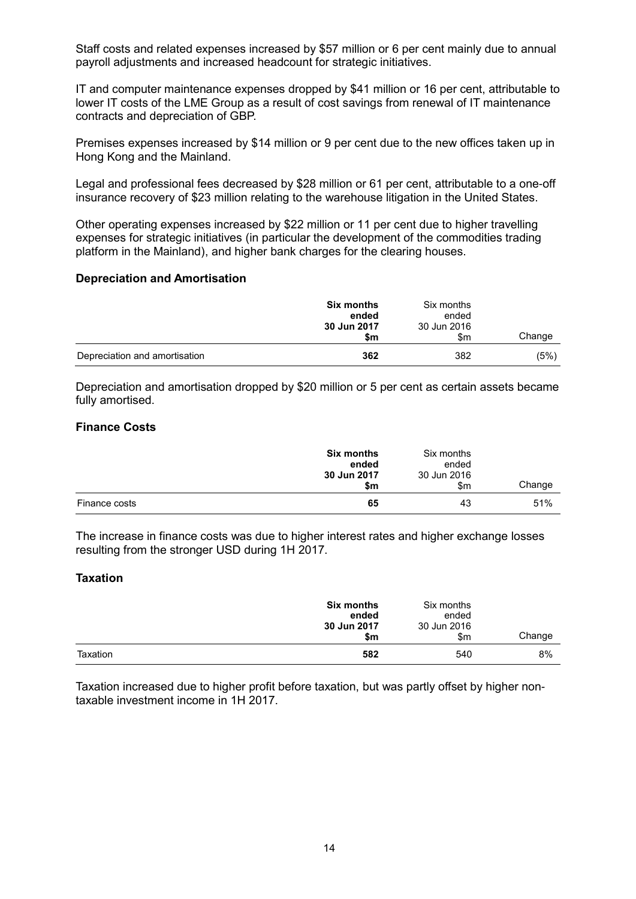Staff costs and related expenses increased by $57 million or 6 per cent mainly due to annual payroll adjustments and increased headcount for strategic initiatives.

IT and computer maintenance expenses dropped by $41 million or 16 per cent, attributable to lower IT costs of the LME Group as a result of cost savings from renewal of IT maintenance contracts and depreciation of GBP.

Premises expenses increased by $14 million or 9 per cent due to the new offices taken up in Hong Kong and the Mainland.

Legal and professional fees decreased by $28 million or 61 per cent, attributable to a one-off insurance recovery of $23 million relating to the warehouse litigation in the United States.

Other operating expenses increased by $22 million or 11 per cent due to higher travelling expenses for strategic initiatives (in particular the development of the commodities trading platform in the Mainland), and higher bank charges for the clearing houses.

### Depreciation and Amortisation

| | **Six months ended 30 Jun 2017 $m** | Six months ended 30 Jun 2016 $m | Change |
|---|---|---|---|
| Depreciation and amortisation | **362** | 382 | (5%) |

Depreciation and amortisation dropped by $20 million or 5 per cent as certain assets became fully amortised.

### Finance Costs

| | **Six months ended 30 Jun 2017 $m** | Six months ended 30 Jun 2016 $m | Change |
|---|---|---|---|
| Finance costs | **65** | 43 | 51% |

The increase in finance costs was due to higher interest rates and higher exchange losses resulting from the stronger USD during 1H 2017.

### Taxation

| | **Six months ended 30 Jun 2017 $m** | Six months ended 30 Jun 2016 $m | Change |
|---|---|---|---|
| Taxation | **582** | 540 | 8% |

Taxation increased due to higher profit before taxation, but was partly offset by higher non-taxable investment income in 1H 2017.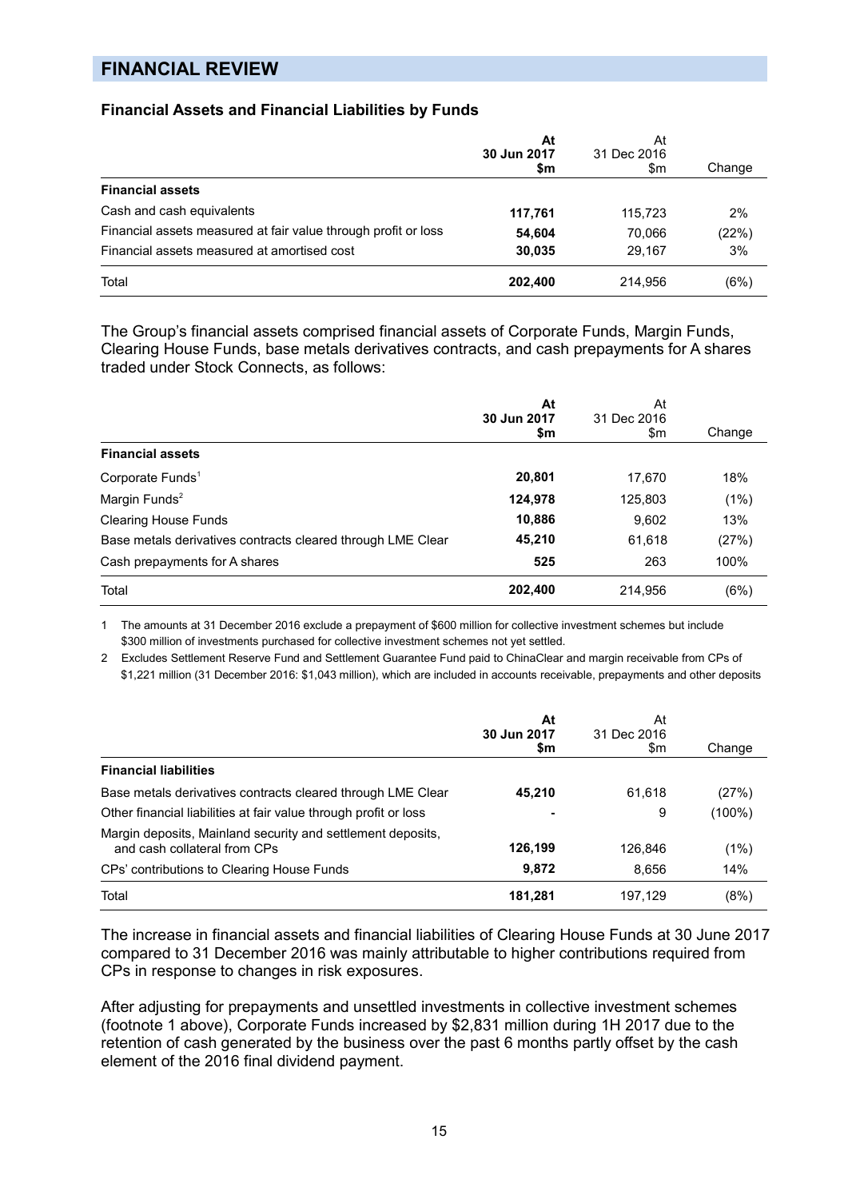## FINANCIAL REVIEW

### Financial Assets and Financial Liabilities by Funds

| | At 30 Jun 2017 $m | At 31 Dec 2016 $m | Change |
|---|---|---|---|
| **Financial assets** | | | |
| Cash and cash equivalents | **117,761** | 115,723 | 2% |
| Financial assets measured at fair value through profit or loss | **54,604** | 70,066 | (22%) |
| Financial assets measured at amortised cost | **30,035** | 29,167 | 3% |
| Total | **202,400** | 214,956 | (6%) |

The Group's financial assets comprised financial assets of Corporate Funds, Margin Funds, Clearing House Funds, base metals derivatives contracts, and cash prepayments for A shares traded under Stock Connects, as follows:

| | At 30 Jun 2017 $m | At 31 Dec 2016 $m | Change |
|---|---|---|---|
| **Financial assets** | | | |
| Corporate Funds[1] | **20,801** | 17,670 | 18% |
| Margin Funds[2] | **124,978** | 125,803 | (1%) |
| Clearing House Funds | **10,886** | 9,602 | 13% |
| Base metals derivatives contracts cleared through LME Clear | **45,210** | 61,618 | (27%) |
| Cash prepayments for A shares | **525** | 263 | 100% |
| Total | **202,400** | 214,956 | (6%) |

1 The amounts at 31 December 2016 exclude a prepayment of $600 million for collective investment schemes but include $300 million of investments purchased for collective investment schemes not yet settled.

2 Excludes Settlement Reserve Fund and Settlement Guarantee Fund paid to ChinaClear and margin receivable from CPs of $1,221 million (31 December 2016: $1,043 million), which are included in accounts receivable, prepayments and other deposits

| | At 30 Jun 2017 $m | At 31 Dec 2016 $m | Change |
|---|---|---|---|
| **Financial liabilities** | | | |
| Base metals derivatives contracts cleared through LME Clear | **45,210** | 61,618 | (27%) |
| Other financial liabilities at fair value through profit or loss | **-** | 9 | (100%) |
| Margin deposits, Mainland security and settlement deposits, and cash collateral from CPs | **126,199** | 126,846 | (1%) |
| CPs' contributions to Clearing House Funds | **9,872** | 8,656 | 14% |
| Total | **181,281** | 197,129 | (8%) |

The increase in financial assets and financial liabilities of Clearing House Funds at 30 June 2017 compared to 31 December 2016 was mainly attributable to higher contributions required from CPs in response to changes in risk exposures.

After adjusting for prepayments and unsettled investments in collective investment schemes (footnote 1 above), Corporate Funds increased by $2,831 million during 1H 2017 due to the retention of cash generated by the business over the past 6 months partly offset by the cash element of the 2016 final dividend payment.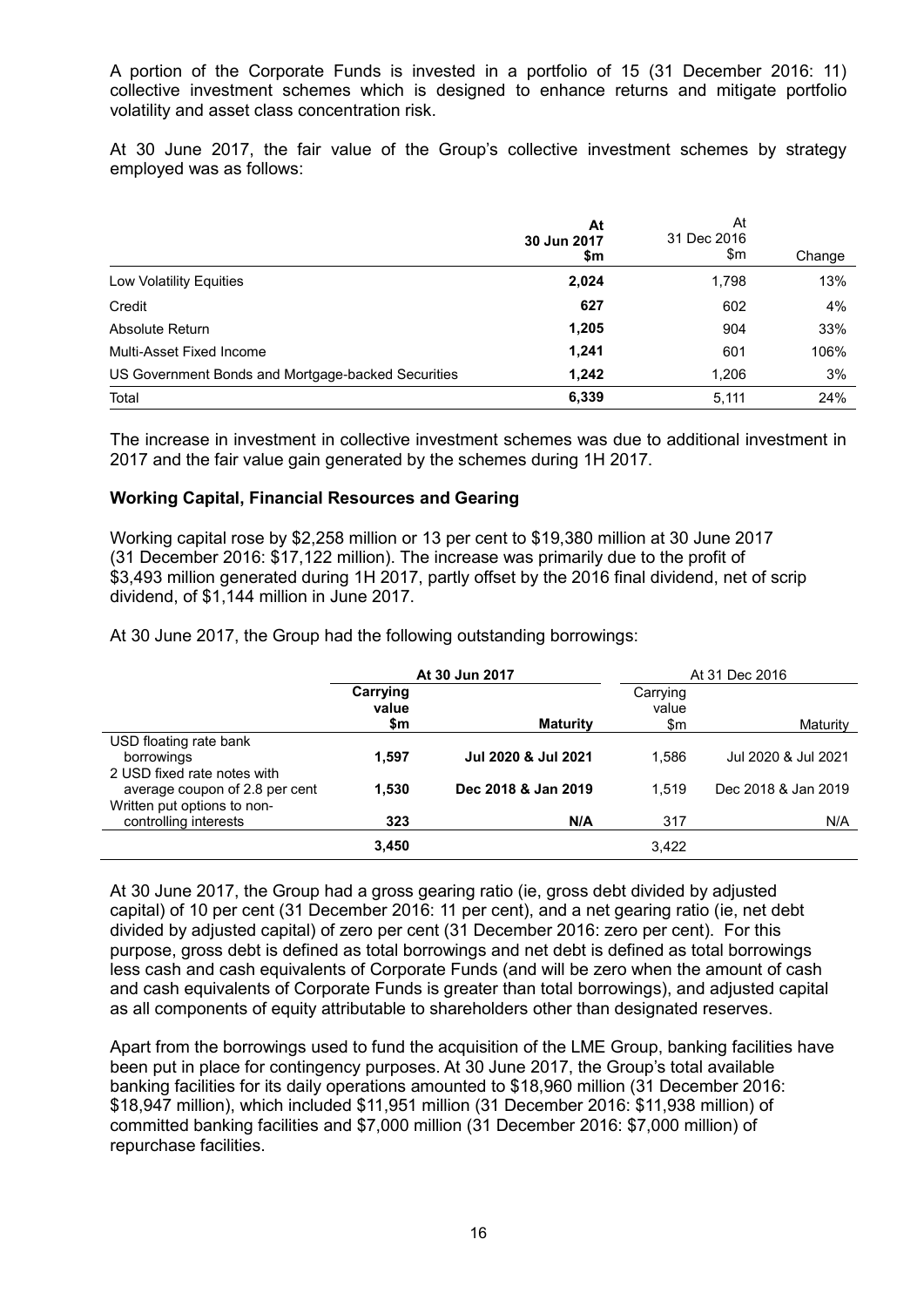A portion of the Corporate Funds is invested in a portfolio of 15 (31 December 2016: 11) collective investment schemes which is designed to enhance returns and mitigate portfolio volatility and asset class concentration risk.

At 30 June 2017, the fair value of the Group's collective investment schemes by strategy employed was as follows:

| | At 30 Jun 2017 $m | At 31 Dec 2016 $m | Change |
|---|---|---|---|
| Low Volatility Equities | **2,024** | 1,798 | 13% |
| Credit | **627** | 602 | 4% |
| Absolute Return | **1,205** | 904 | 33% |
| Multi-Asset Fixed Income | **1,241** | 601 | 106% |
| US Government Bonds and Mortgage-backed Securities | **1,242** | 1,206 | 3% |
| Total | **6,339** | 5,111 | 24% |

The increase in investment in collective investment schemes was due to additional investment in 2017 and the fair value gain generated by the schemes during 1H 2017.

**Working Capital, Financial Resources and Gearing**

Working capital rose by $2,258 million or 13 per cent to $19,380 million at 30 June 2017 (31 December 2016: $17,122 million). The increase was primarily due to the profit of $3,493 million generated during 1H 2017, partly offset by the 2016 final dividend, net of scrip dividend, of $1,144 million in June 2017.

At 30 June 2017, the Group had the following outstanding borrowings:

| | **At 30 Jun 2017** | | At 31 Dec 2016 | |
|---|---|---|---|---|
| | **Carrying value $m** | **Maturity** | Carrying value $m | Maturity |
| USD floating rate bank borrowings | **1,597** | **Jul 2020 & Jul 2021** | 1,586 | Jul 2020 & Jul 2021 |
| 2 USD fixed rate notes with average coupon of 2.8 per cent | **1,530** | **Dec 2018 & Jan 2019** | 1,519 | Dec 2018 & Jan 2019 |
| Written put options to non-controlling interests | **323** | **N/A** | 317 | N/A |
| | **3,450** | | 3,422 | |

At 30 June 2017, the Group had a gross gearing ratio (ie, gross debt divided by adjusted capital) of 10 per cent (31 December 2016: 11 per cent), and a net gearing ratio (ie, net debt divided by adjusted capital) of zero per cent (31 December 2016: zero per cent). For this purpose, gross debt is defined as total borrowings and net debt is defined as total borrowings less cash and cash equivalents of Corporate Funds (and will be zero when the amount of cash and cash equivalents of Corporate Funds is greater than total borrowings), and adjusted capital as all components of equity attributable to shareholders other than designated reserves.

Apart from the borrowings used to fund the acquisition of the LME Group, banking facilities have been put in place for contingency purposes. At 30 June 2017, the Group's total available banking facilities for its daily operations amounted to $18,960 million (31 December 2016: $18,947 million), which included $11,951 million (31 December 2016: $11,938 million) of committed banking facilities and $7,000 million (31 December 2016: $7,000 million) of repurchase facilities.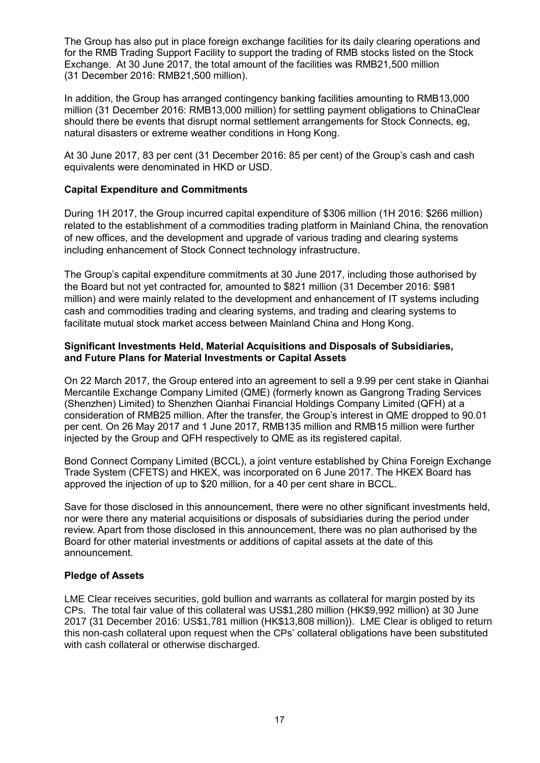The Group has also put in place foreign exchange facilities for its daily clearing operations and for the RMB Trading Support Facility to support the trading of RMB stocks listed on the Stock Exchange. At 30 June 2017, the total amount of the facilities was RMB21,500 million (31 December 2016: RMB21,500 million).

In addition, the Group has arranged contingency banking facilities amounting to RMB13,000 million (31 December 2016: RMB13,000 million) for settling payment obligations to ChinaClear should there be events that disrupt normal settlement arrangements for Stock Connects, eg, natural disasters or extreme weather conditions in Hong Kong.

At 30 June 2017, 83 per cent (31 December 2016: 85 per cent) of the Group's cash and cash equivalents were denominated in HKD or USD.

**Capital Expenditure and Commitments**

During 1H 2017, the Group incurred capital expenditure of $306 million (1H 2016: $266 million) related to the establishment of a commodities trading platform in Mainland China, the renovation of new offices, and the development and upgrade of various trading and clearing systems including enhancement of Stock Connect technology infrastructure.

The Group's capital expenditure commitments at 30 June 2017, including those authorised by the Board but not yet contracted for, amounted to $821 million (31 December 2016: $981 million) and were mainly related to the development and enhancement of IT systems including cash and commodities trading and clearing systems, and trading and clearing systems to facilitate mutual stock market access between Mainland China and Hong Kong.

**Significant Investments Held, Material Acquisitions and Disposals of Subsidiaries, and Future Plans for Material Investments or Capital Assets**

On 22 March 2017, the Group entered into an agreement to sell a 9.99 per cent stake in Qianhai Mercantile Exchange Company Limited (QME) (formerly known as Gangrong Trading Services (Shenzhen) Limited) to Shenzhen Qianhai Financial Holdings Company Limited (QFH) at a consideration of RMB25 million. After the transfer, the Group's interest in QME dropped to 90.01 per cent. On 26 May 2017 and 1 June 2017, RMB135 million and RMB15 million were further injected by the Group and QFH respectively to QME as its registered capital.

Bond Connect Company Limited (BCCL), a joint venture established by China Foreign Exchange Trade System (CFETS) and HKEX, was incorporated on 6 June 2017. The HKEX Board has approved the injection of up to $20 million, for a 40 per cent share in BCCL.

Save for those disclosed in this announcement, there were no other significant investments held, nor were there any material acquisitions or disposals of subsidiaries during the period under review. Apart from those disclosed in this announcement, there was no plan authorised by the Board for other material investments or additions of capital assets at the date of this announcement.

**Pledge of Assets**

LME Clear receives securities, gold bullion and warrants as collateral for margin posted by its CPs. The total fair value of this collateral was US$1,280 million (HK$9,992 million) at 30 June 2017 (31 December 2016: US$1,781 million (HK$13,808 million)). LME Clear is obliged to return this non-cash collateral upon request when the CPs' collateral obligations have been substituted with cash collateral or otherwise discharged.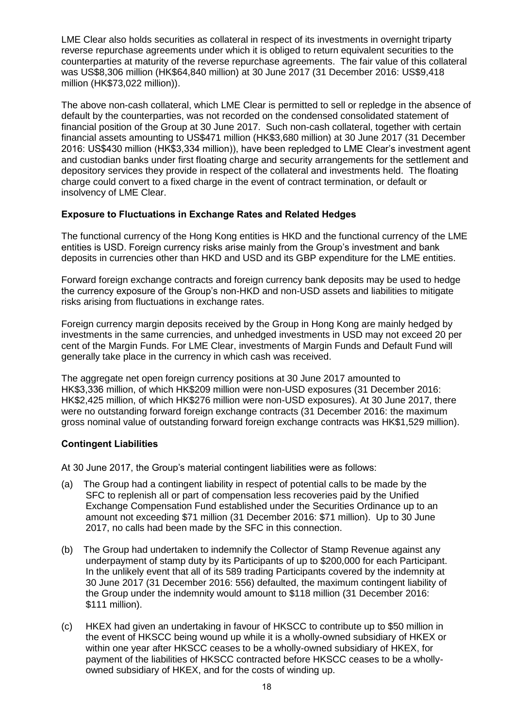LME Clear also holds securities as collateral in respect of its investments in overnight triparty reverse repurchase agreements under which it is obliged to return equivalent securities to the counterparties at maturity of the reverse repurchase agreements. The fair value of this collateral was US$8,306 million (HK$64,840 million) at 30 June 2017 (31 December 2016: US$9,418 million (HK$73,022 million)).

The above non-cash collateral, which LME Clear is permitted to sell or repledge in the absence of default by the counterparties, was not recorded on the condensed consolidated statement of financial position of the Group at 30 June 2017. Such non-cash collateral, together with certain financial assets amounting to US$471 million (HK$3,680 million) at 30 June 2017 (31 December 2016: US$430 million (HK$3,334 million)), have been repledged to LME Clear's investment agent and custodian banks under first floating charge and security arrangements for the settlement and depository services they provide in respect of the collateral and investments held. The floating charge could convert to a fixed charge in the event of contract termination, or default or insolvency of LME Clear.

### Exposure to Fluctuations in Exchange Rates and Related Hedges

The functional currency of the Hong Kong entities is HKD and the functional currency of the LME entities is USD. Foreign currency risks arise mainly from the Group's investment and bank deposits in currencies other than HKD and USD and its GBP expenditure for the LME entities.

Forward foreign exchange contracts and foreign currency bank deposits may be used to hedge the currency exposure of the Group's non-HKD and non-USD assets and liabilities to mitigate risks arising from fluctuations in exchange rates.

Foreign currency margin deposits received by the Group in Hong Kong are mainly hedged by investments in the same currencies, and unhedged investments in USD may not exceed 20 per cent of the Margin Funds. For LME Clear, investments of Margin Funds and Default Fund will generally take place in the currency in which cash was received.

The aggregate net open foreign currency positions at 30 June 2017 amounted to HK$3,336 million, of which HK$209 million were non-USD exposures (31 December 2016: HK$2,425 million, of which HK$276 million were non-USD exposures). At 30 June 2017, there were no outstanding forward foreign exchange contracts (31 December 2016: the maximum gross nominal value of outstanding forward foreign exchange contracts was HK$1,529 million).

### Contingent Liabilities

At 30 June 2017, the Group's material contingent liabilities were as follows:

(a) The Group had a contingent liability in respect of potential calls to be made by the SFC to replenish all or part of compensation less recoveries paid by the Unified Exchange Compensation Fund established under the Securities Ordinance up to an amount not exceeding $71 million (31 December 2016: $71 million). Up to 30 June 2017, no calls had been made by the SFC in this connection.

(b) The Group had undertaken to indemnify the Collector of Stamp Revenue against any underpayment of stamp duty by its Participants of up to $200,000 for each Participant. In the unlikely event that all of its 589 trading Participants covered by the indemnity at 30 June 2017 (31 December 2016: 556) defaulted, the maximum contingent liability of the Group under the indemnity would amount to $118 million (31 December 2016: $111 million).

(c) HKEX had given an undertaking in favour of HKSCC to contribute up to $50 million in the event of HKSCC being wound up while it is a wholly-owned subsidiary of HKEX or within one year after HKSCC ceases to be a wholly-owned subsidiary of HKEX, for payment of the liabilities of HKSCC contracted before HKSCC ceases to be a wholly-owned subsidiary of HKEX, and for the costs of winding up.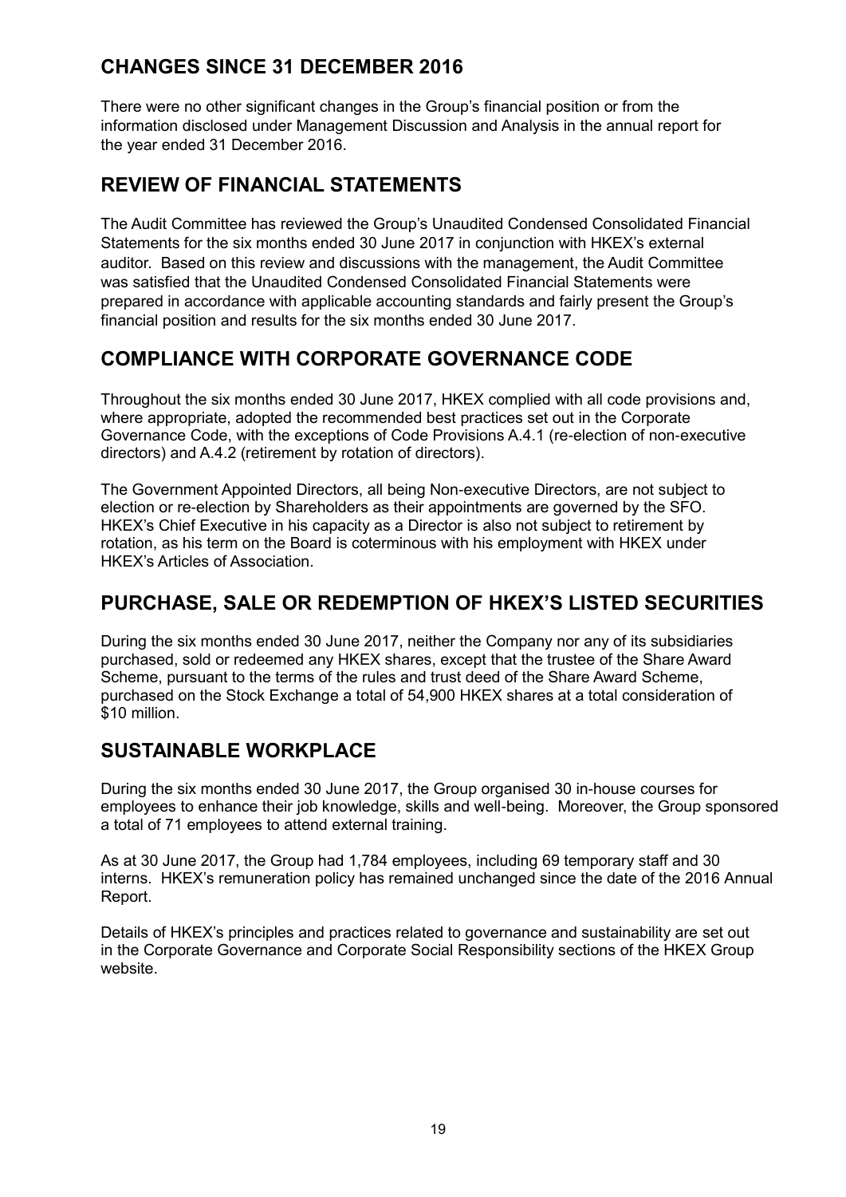## CHANGES SINCE 31 DECEMBER 2016

There were no other significant changes in the Group's financial position or from the information disclosed under Management Discussion and Analysis in the annual report for the year ended 31 December 2016.

## REVIEW OF FINANCIAL STATEMENTS

The Audit Committee has reviewed the Group's Unaudited Condensed Consolidated Financial Statements for the six months ended 30 June 2017 in conjunction with HKEX's external auditor. Based on this review and discussions with the management, the Audit Committee was satisfied that the Unaudited Condensed Consolidated Financial Statements were prepared in accordance with applicable accounting standards and fairly present the Group's financial position and results for the six months ended 30 June 2017.

## COMPLIANCE WITH CORPORATE GOVERNANCE CODE

Throughout the six months ended 30 June 2017, HKEX complied with all code provisions and, where appropriate, adopted the recommended best practices set out in the Corporate Governance Code, with the exceptions of Code Provisions A.4.1 (re-election of non-executive directors) and A.4.2 (retirement by rotation of directors).

The Government Appointed Directors, all being Non-executive Directors, are not subject to election or re-election by Shareholders as their appointments are governed by the SFO. HKEX's Chief Executive in his capacity as a Director is also not subject to retirement by rotation, as his term on the Board is coterminous with his employment with HKEX under HKEX's Articles of Association.

## PURCHASE, SALE OR REDEMPTION OF HKEX'S LISTED SECURITIES

During the six months ended 30 June 2017, neither the Company nor any of its subsidiaries purchased, sold or redeemed any HKEX shares, except that the trustee of the Share Award Scheme, pursuant to the terms of the rules and trust deed of the Share Award Scheme, purchased on the Stock Exchange a total of 54,900 HKEX shares at a total consideration of $10 million.

## SUSTAINABLE WORKPLACE

During the six months ended 30 June 2017, the Group organised 30 in-house courses for employees to enhance their job knowledge, skills and well-being. Moreover, the Group sponsored a total of 71 employees to attend external training.

As at 30 June 2017, the Group had 1,784 employees, including 69 temporary staff and 30 interns. HKEX's remuneration policy has remained unchanged since the date of the 2016 Annual Report.

Details of HKEX's principles and practices related to governance and sustainability are set out in the Corporate Governance and Corporate Social Responsibility sections of the HKEX Group website.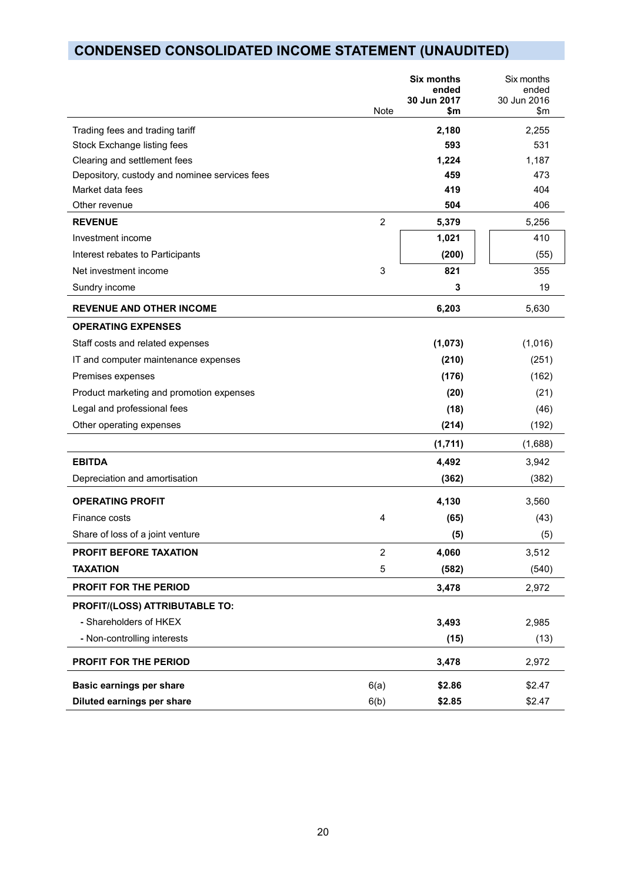## CONDENSED CONSOLIDATED INCOME STATEMENT (UNAUDITED)

| | Note | **Six months ended 30 Jun 2017 $m** | Six months ended 30 Jun 2016 $m |
|---|---|---|---|
| Trading fees and trading tariff | | **2,180** | 2,255 |
| Stock Exchange listing fees | | **593** | 531 |
| Clearing and settlement fees | | **1,224** | 1,187 |
| Depository, custody and nominee services fees | | **459** | 473 |
| Market data fees | | **419** | 404 |
| Other revenue | | **504** | 406 |
| **REVENUE** | 2 | **5,379** | 5,256 |
| Investment income | | **1,021** | 410 |
| Interest rebates to Participants | | **(200)** | (55) |
| Net investment income | 3 | **821** | 355 |
| Sundry income | | **3** | 19 |
| **REVENUE AND OTHER INCOME** | | **6,203** | 5,630 |
| **OPERATING EXPENSES** | | | |
| Staff costs and related expenses | | **(1,073)** | (1,016) |
| IT and computer maintenance expenses | | **(210)** | (251) |
| Premises expenses | | **(176)** | (162) |
| Product marketing and promotion expenses | | **(20)** | (21) |
| Legal and professional fees | | **(18)** | (46) |
| Other operating expenses | | **(214)** | (192) |
| | | **(1,711)** | (1,688) |
| **EBITDA** | | **4,492** | 3,942 |
| Depreciation and amortisation | | **(362)** | (382) |
| **OPERATING PROFIT** | | **4,130** | 3,560 |
| Finance costs | 4 | **(65)** | (43) |
| Share of loss of a joint venture | | **(5)** | (5) |
| **PROFIT BEFORE TAXATION** | 2 | **4,060** | 3,512 |
| **TAXATION** | 5 | **(582)** | (540) |
| **PROFIT FOR THE PERIOD** | | **3,478** | 2,972 |
| **PROFIT/(LOSS) ATTRIBUTABLE TO:** | | | |
| **-** Shareholders of HKEX | | **3,493** | 2,985 |
| **-** Non-controlling interests | | **(15)** | (13) |
| **PROFIT FOR THE PERIOD** | | **3,478** | 2,972 |
| **Basic earnings per share** | 6(a) | **$2.86** | $2.47 |
| **Diluted earnings per share** | 6(b) | **$2.85** | $2.47 |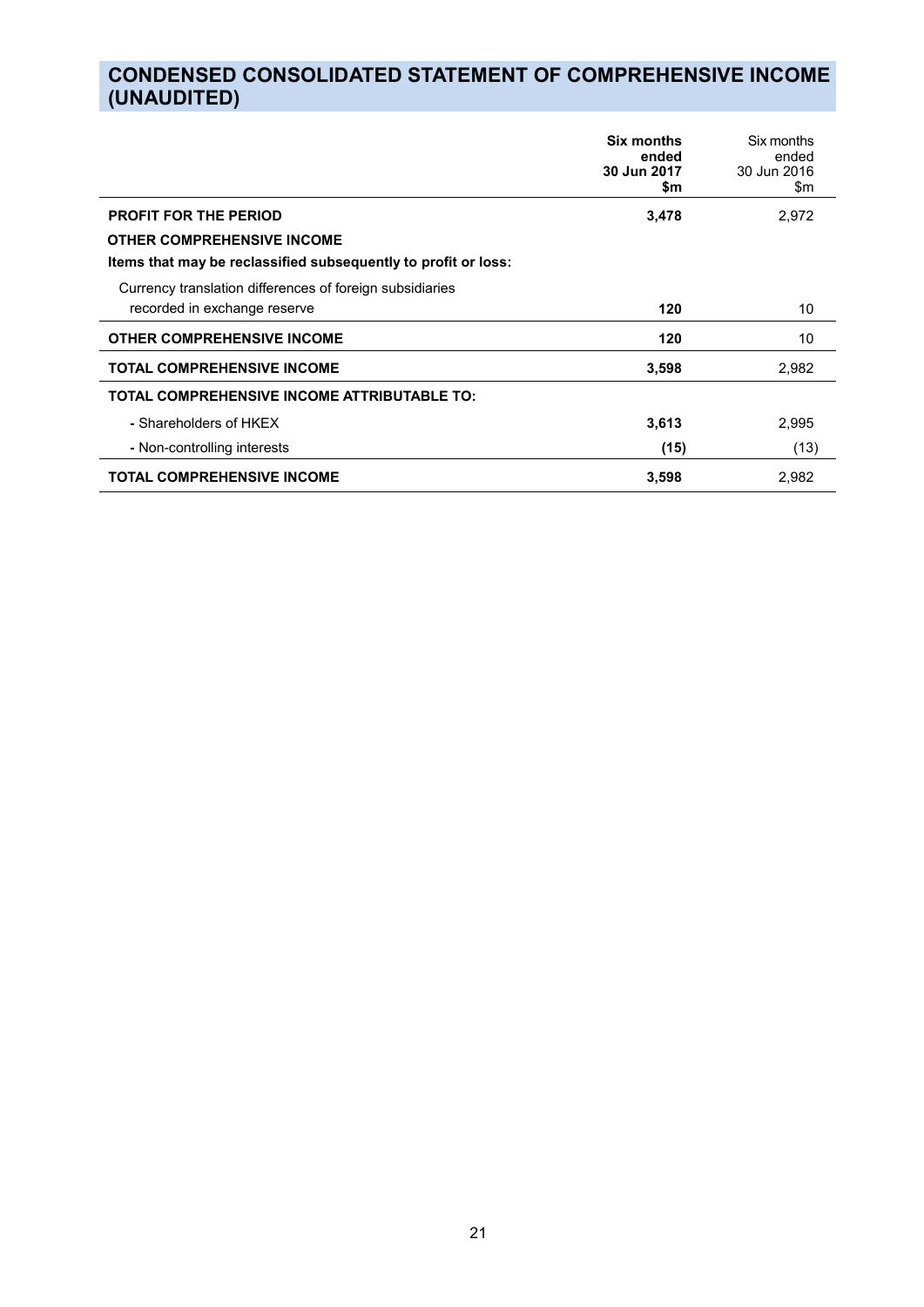# CONDENSED CONSOLIDATED STATEMENT OF COMPREHENSIVE INCOME (UNAUDITED)

| | **Six months ended 30 Jun 2017 $m** | Six months ended 30 Jun 2016 $m |
|---|---|---|
| **PROFIT FOR THE PERIOD** | **3,478** | 2,972 |
| **OTHER COMPREHENSIVE INCOME** | | |
| **Items that may be reclassified subsequently to profit or loss:** | | |
| Currency translation differences of foreign subsidiaries recorded in exchange reserve | **120** | 10 |
| **OTHER COMPREHENSIVE INCOME** | **120** | 10 |
| **TOTAL COMPREHENSIVE INCOME** | **3,598** | 2,982 |
| **TOTAL COMPREHENSIVE INCOME ATTRIBUTABLE TO:** | | |
| - Shareholders of HKEX | **3,613** | 2,995 |
| - Non-controlling interests | **(15)** | (13) |
| **TOTAL COMPREHENSIVE INCOME** | **3,598** | 2,982 |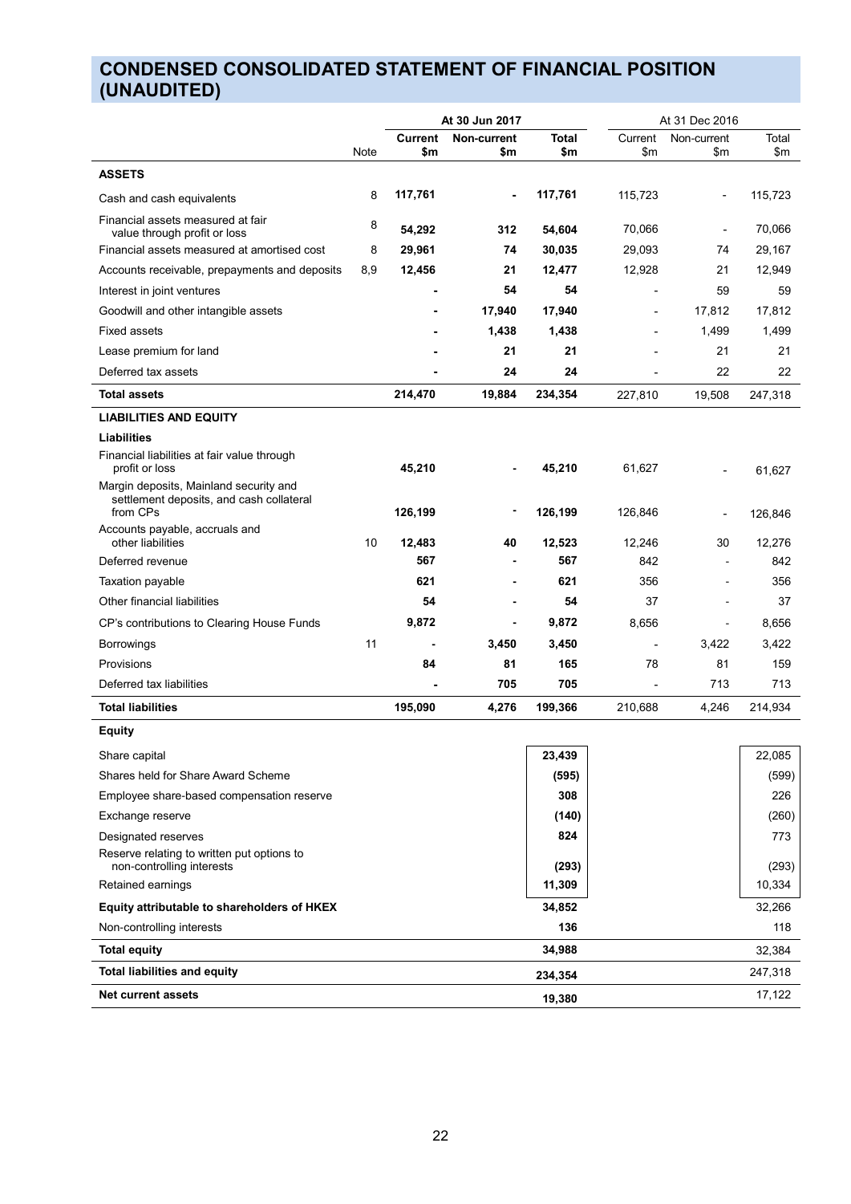# CONDENSED CONSOLIDATED STATEMENT OF FINANCIAL POSITION (UNAUDITED)

| | Note | At 30 Jun 2017 | | | At 31 Dec 2016 | | |
|---|---|---|---|---|---|---|---|
| | | **Current $m** | **Non-current $m** | **Total $m** | Current $m | Non-current $m | Total $m |
| **ASSETS** | | | | | | | |
| Cash and cash equivalents | 8 | **117,761** | **-** | **117,761** | 115,723 | - | 115,723 |
| Financial assets measured at fair value through profit or loss | 8 | **54,292** | **312** | **54,604** | 70,066 | - | 70,066 |
| Financial assets measured at amortised cost | 8 | **29,961** | **74** | **30,035** | 29,093 | 74 | 29,167 |
| Accounts receivable, prepayments and deposits | 8,9 | **12,456** | **21** | **12,477** | 12,928 | 21 | 12,949 |
| Interest in joint ventures | | **-** | **54** | **54** | - | 59 | 59 |
| Goodwill and other intangible assets | | **-** | **17,940** | **17,940** | - | 17,812 | 17,812 |
| Fixed assets | | **-** | **1,438** | **1,438** | - | 1,499 | 1,499 |
| Lease premium for land | | **-** | **21** | **21** | - | 21 | 21 |
| Deferred tax assets | | **-** | **24** | **24** | - | 22 | 22 |
| **Total assets** | | **214,470** | **19,884** | **234,354** | 227,810 | 19,508 | 247,318 |
| **LIABILITIES AND EQUITY** | | | | | | | |
| **Liabilities** | | | | | | | |
| Financial liabilities at fair value through profit or loss | | **45,210** | **-** | **45,210** | 61,627 | - | 61,627 |
| Margin deposits, Mainland security and settlement deposits, and cash collateral from CPs | | **126,199** | **-** | **126,199** | 126,846 | - | 126,846 |
| Accounts payable, accruals and other liabilities | 10 | **12,483** | **40** | **12,523** | 12,246 | 30 | 12,276 |
| Deferred revenue | | **567** | **-** | **567** | 842 | - | 842 |
| Taxation payable | | **621** | **-** | **621** | 356 | - | 356 |
| Other financial liabilities | | **54** | **-** | **54** | 37 | - | 37 |
| CP's contributions to Clearing House Funds | | **9,872** | **-** | **9,872** | 8,656 | - | 8,656 |
| Borrowings | 11 | **-** | **3,450** | **3,450** | - | 3,422 | 3,422 |
| Provisions | | **84** | **81** | **165** | 78 | 81 | 159 |
| Deferred tax liabilities | | **-** | **705** | **705** | - | 713 | 713 |
| **Total liabilities** | | **195,090** | **4,276** | **199,366** | 210,688 | 4,246 | 214,934 |
| **Equity** | | | | | | | |
| Share capital | | | | **23,439** | | | 22,085 |
| Shares held for Share Award Scheme | | | | **(595)** | | | (599) |
| Employee share-based compensation reserve | | | | **308** | | | 226 |
| Exchange reserve | | | | **(140)** | | | (260) |
| Designated reserves | | | | **824** | | | 773 |
| Reserve relating to written put options to non-controlling interests | | | | **(293)** | | | (293) |
| Retained earnings | | | | **11,309** | | | 10,334 |
| **Equity attributable to shareholders of HKEX** | | | | **34,852** | | | 32,266 |
| Non-controlling interests | | | | **136** | | | 118 |
| **Total equity** | | | | **34,988** | | | 32,384 |
| **Total liabilities and equity** | | | | **234,354** | | | 247,318 |
| **Net current assets** | | | | **19,380** | | | 17,122 |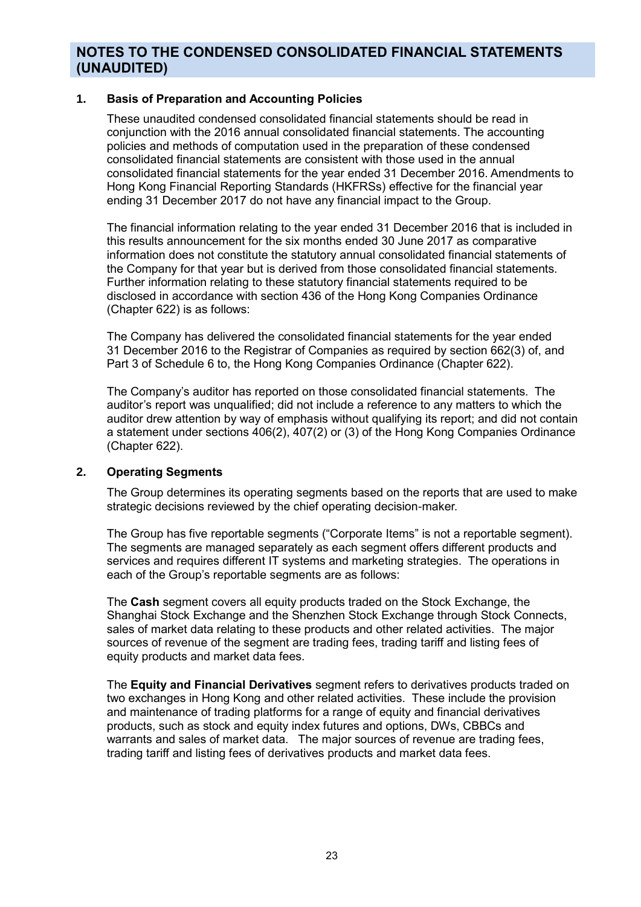# NOTES TO THE CONDENSED CONSOLIDATED FINANCIAL STATEMENTS (UNAUDITED)

## 1. Basis of Preparation and Accounting Policies

These unaudited condensed consolidated financial statements should be read in conjunction with the 2016 annual consolidated financial statements. The accounting policies and methods of computation used in the preparation of these condensed consolidated financial statements are consistent with those used in the annual consolidated financial statements for the year ended 31 December 2016. Amendments to Hong Kong Financial Reporting Standards (HKFRSs) effective for the financial year ending 31 December 2017 do not have any financial impact to the Group.

The financial information relating to the year ended 31 December 2016 that is included in this results announcement for the six months ended 30 June 2017 as comparative information does not constitute the statutory annual consolidated financial statements of the Company for that year but is derived from those consolidated financial statements. Further information relating to these statutory financial statements required to be disclosed in accordance with section 436 of the Hong Kong Companies Ordinance (Chapter 622) is as follows:

The Company has delivered the consolidated financial statements for the year ended 31 December 2016 to the Registrar of Companies as required by section 662(3) of, and Part 3 of Schedule 6 to, the Hong Kong Companies Ordinance (Chapter 622).

The Company's auditor has reported on those consolidated financial statements. The auditor's report was unqualified; did not include a reference to any matters to which the auditor drew attention by way of emphasis without qualifying its report; and did not contain a statement under sections 406(2), 407(2) or (3) of the Hong Kong Companies Ordinance (Chapter 622).

## 2. Operating Segments

The Group determines its operating segments based on the reports that are used to make strategic decisions reviewed by the chief operating decision-maker.

The Group has five reportable segments ("Corporate Items" is not a reportable segment). The segments are managed separately as each segment offers different products and services and requires different IT systems and marketing strategies. The operations in each of the Group's reportable segments are as follows:

The **Cash** segment covers all equity products traded on the Stock Exchange, the Shanghai Stock Exchange and the Shenzhen Stock Exchange through Stock Connects, sales of market data relating to these products and other related activities. The major sources of revenue of the segment are trading fees, trading tariff and listing fees of equity products and market data fees.

The **Equity and Financial Derivatives** segment refers to derivatives products traded on two exchanges in Hong Kong and other related activities. These include the provision and maintenance of trading platforms for a range of equity and financial derivatives products, such as stock and equity index futures and options, DWs, CBBCs and warrants and sales of market data. The major sources of revenue are trading fees, trading tariff and listing fees of derivatives products and market data fees.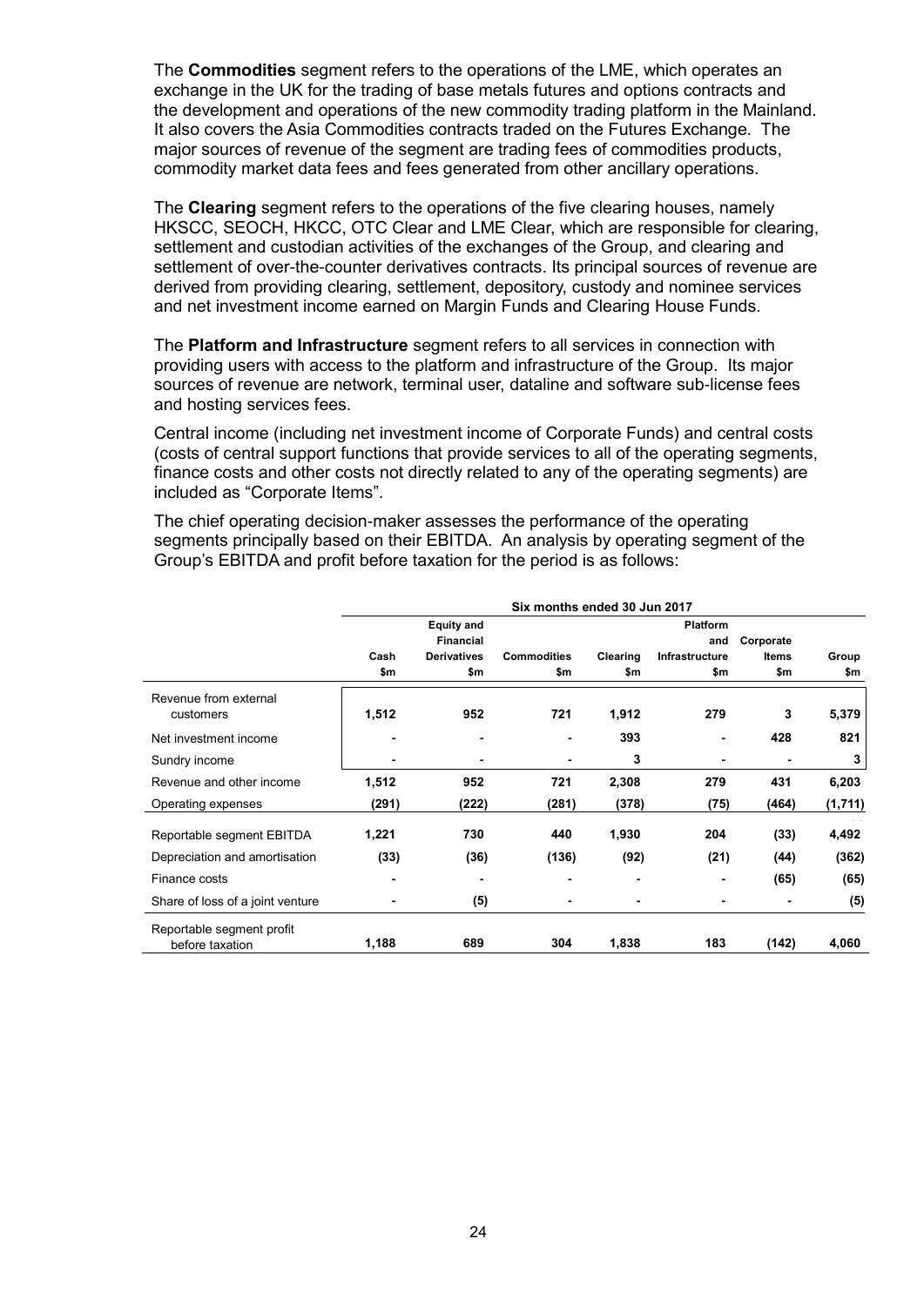The **Commodities** segment refers to the operations of the LME, which operates an exchange in the UK for the trading of base metals futures and options contracts and the development and operations of the new commodity trading platform in the Mainland. It also covers the Asia Commodities contracts traded on the Futures Exchange. The major sources of revenue of the segment are trading fees of commodities products, commodity market data fees and fees generated from other ancillary operations.

The **Clearing** segment refers to the operations of the five clearing houses, namely HKSCC, SEOCH, HKCC, OTC Clear and LME Clear, which are responsible for clearing, settlement and custodian activities of the exchanges of the Group, and clearing and settlement of over-the-counter derivatives contracts. Its principal sources of revenue are derived from providing clearing, settlement, depository, custody and nominee services and net investment income earned on Margin Funds and Clearing House Funds.

The **Platform and Infrastructure** segment refers to all services in connection with providing users with access to the platform and infrastructure of the Group. Its major sources of revenue are network, terminal user, dataline and software sub-license fees and hosting services fees.

Central income (including net investment income of Corporate Funds) and central costs (costs of central support functions that provide services to all of the operating segments, finance costs and other costs not directly related to any of the operating segments) are included as "Corporate Items".

The chief operating decision-maker assesses the performance of the operating segments principally based on their EBITDA. An analysis by operating segment of the Group's EBITDA and profit before taxation for the period is as follows:

| | Six months ended 30 Jun 2017 | | | | | | |
|---|---|---|---|---|---|---|---|
| | Cash<br>$m | Equity and Financial Derivatives<br>$m | Commodities<br>$m | Clearing<br>$m | Platform and Infrastructure<br>$m | Corporate Items<br>$m | Group<br>$m |
| Revenue from external customers | 1,512 | 952 | 721 | 1,912 | 279 | 3 | 5,379 |
| Net investment income | - | - | - | 393 | - | 428 | 821 |
| Sundry income | - | - | - | 3 | - | - | 3 |
| Revenue and other income | 1,512 | 952 | 721 | 2,308 | 279 | 431 | 6,203 |
| Operating expenses | (291) | (222) | (281) | (378) | (75) | (464) | (1,711) |
| Reportable segment EBITDA | 1,221 | 730 | 440 | 1,930 | 204 | (33) | 4,492 |
| Depreciation and amortisation | (33) | (36) | (136) | (92) | (21) | (44) | (362) |
| Finance costs | - | - | - | - | - | (65) | (65) |
| Share of loss of a joint venture | - | (5) | - | - | - | - | (5) |
| Reportable segment profit before taxation | 1,188 | 689 | 304 | 1,838 | 183 | (142) | 4,060 |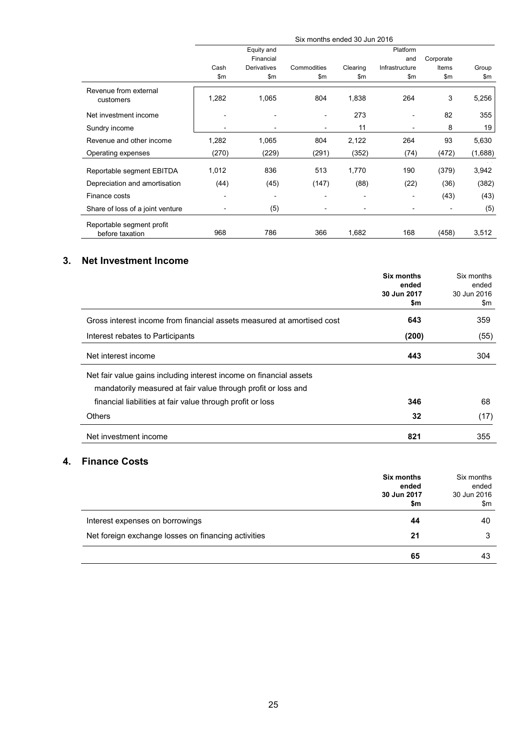| | Six months ended 30 Jun 2016 | | | | | | |
|---|---|---|---|---|---|---|---|
| | Cash<br>$m | Equity and Financial Derivatives<br>$m | Commodities<br>$m | Clearing<br>$m | Platform and Infrastructure<br>$m | Corporate Items<br>$m | Group<br>$m |
| Revenue from external customers | 1,282 | 1,065 | 804 | 1,838 | 264 | 3 | 5,256 |
| Net investment income | - | - | - | 273 | - | 82 | 355 |
| Sundry income | - | - | - | 11 | - | 8 | 19 |
| Revenue and other income | 1,282 | 1,065 | 804 | 2,122 | 264 | 93 | 5,630 |
| Operating expenses | (270) | (229) | (291) | (352) | (74) | (472) | (1,688) |
| Reportable segment EBITDA | 1,012 | 836 | 513 | 1,770 | 190 | (379) | 3,942 |
| Depreciation and amortisation | (44) | (45) | (147) | (88) | (22) | (36) | (382) |
| Finance costs | - | - | - | - | - | (43) | (43) |
| Share of loss of a joint venture | - | (5) | - | - | - | - | (5) |
| Reportable segment profit before taxation | 968 | 786 | 366 | 1,682 | 168 | (458) | 3,512 |

## 3. Net Investment Income

| | **Six months ended 30 Jun 2017 $m** | Six months ended 30 Jun 2016 $m |
|---|---|---|
| Gross interest income from financial assets measured at amortised cost | **643** | 359 |
| Interest rebates to Participants | **(200)** | (55) |
| Net interest income | **443** | 304 |
| Net fair value gains including interest income on financial assets mandatorily measured at fair value through profit or loss and financial liabilities at fair value through profit or loss | **346** | 68 |
| Others | **32** | (17) |
| Net investment income | **821** | 355 |

## 4. Finance Costs

| | **Six months ended 30 Jun 2017 $m** | Six months ended 30 Jun 2016 $m |
|---|---|---|
| Interest expenses on borrowings | **44** | 40 |
| Net foreign exchange losses on financing activities | **21** | 3 |
| | **65** | 43 |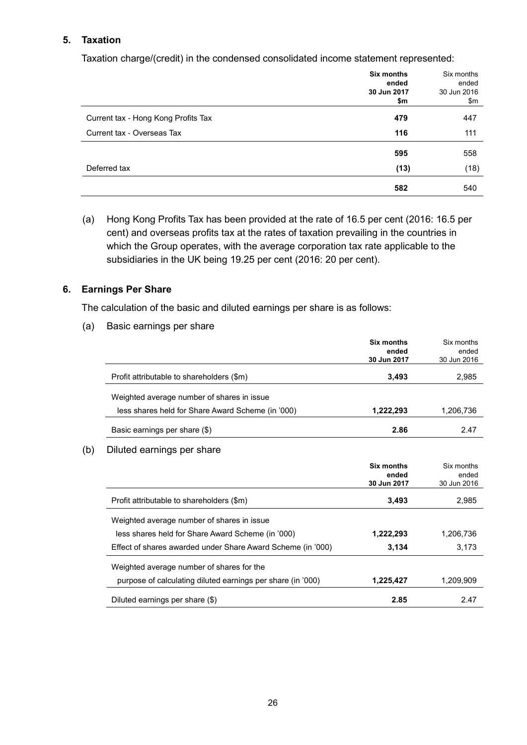## 5. Taxation

Taxation charge/(credit) in the condensed consolidated income statement represented:

| | **Six months ended 30 Jun 2017 $m** | Six months ended 30 Jun 2016 $m |
|---|---|---|
| Current tax - Hong Kong Profits Tax | **479** | 447 |
| Current tax - Overseas Tax | **116** | 111 |
| | **595** | 558 |
| Deferred tax | **(13)** | (18) |
| | **582** | 540 |

(a) Hong Kong Profits Tax has been provided at the rate of 16.5 per cent (2016: 16.5 per cent) and overseas profits tax at the rates of taxation prevailing in the countries in which the Group operates, with the average corporation tax rate applicable to the subsidiaries in the UK being 19.25 per cent (2016: 20 per cent).

## 6. Earnings Per Share

The calculation of the basic and diluted earnings per share is as follows:

(a) Basic earnings per share

| | **Six months ended 30 Jun 2017** | Six months ended 30 Jun 2016 |
|---|---|---|
| Profit attributable to shareholders ($m) | **3,493** | 2,985 |
| Weighted average number of shares in issue less shares held for Share Award Scheme (in '000) | **1,222,293** | 1,206,736 |
| Basic earnings per share ($) | **2.86** | 2.47 |

(b) Diluted earnings per share

| | **Six months ended 30 Jun 2017** | Six months ended 30 Jun 2016 |
|---|---|---|
| Profit attributable to shareholders ($m) | **3,493** | 2,985 |
| Weighted average number of shares in issue less shares held for Share Award Scheme (in '000) | **1,222,293** | 1,206,736 |
| Effect of shares awarded under Share Award Scheme (in '000) | **3,134** | 3,173 |
| Weighted average number of shares for the purpose of calculating diluted earnings per share (in '000) | **1,225,427** | 1,209,909 |
| Diluted earnings per share ($) | **2.85** | 2.47 |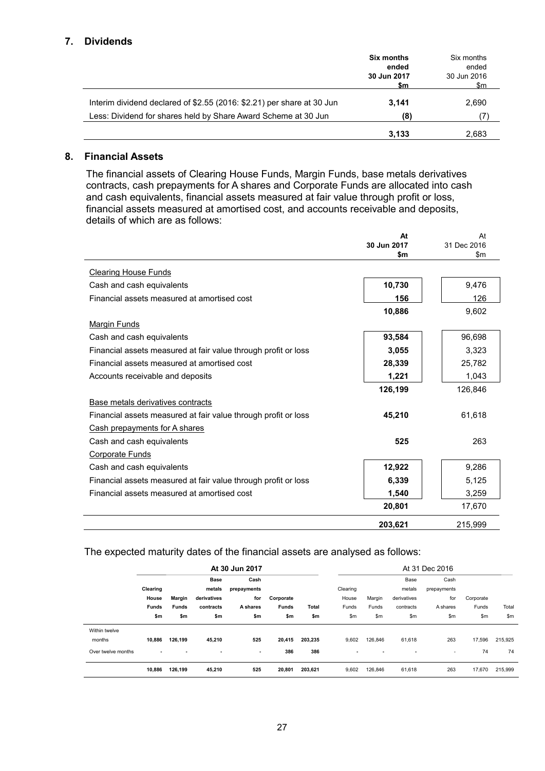## 7. Dividends

| | Six months ended 30 Jun 2017 $m | Six months ended 30 Jun 2016 $m |
|---|---|---|
| Interim dividend declared of $2.55 (2016: $2.21) per share at 30 Jun | **3,141** | 2,690 |
| Less: Dividend for shares held by Share Award Scheme at 30 Jun | **(8)** | (7) |
| | **3,133** | 2,683 |

## 8. Financial Assets

The financial assets of Clearing House Funds, Margin Funds, base metals derivatives contracts, cash prepayments for A shares and Corporate Funds are allocated into cash and cash equivalents, financial assets measured at fair value through profit or loss, financial assets measured at amortised cost, and accounts receivable and deposits, details of which are as follows:

| | At 30 Jun 2017 $m | At 31 Dec 2016 $m |
|---|---|---|
| Clearing House Funds | | |
| Cash and cash equivalents | **10,730** | 9,476 |
| Financial assets measured at amortised cost | **156** | 126 |
| | **10,886** | 9,602 |
| Margin Funds | | |
| Cash and cash equivalents | **93,584** | 96,698 |
| Financial assets measured at fair value through profit or loss | **3,055** | 3,323 |
| Financial assets measured at amortised cost | **28,339** | 25,782 |
| Accounts receivable and deposits | **1,221** | 1,043 |
| | **126,199** | 126,846 |
| Base metals derivatives contracts | | |
| Financial assets measured at fair value through profit or loss | **45,210** | 61,618 |
| Cash prepayments for A shares | | |
| Cash and cash equivalents | **525** | 263 |
| Corporate Funds | | |
| Cash and cash equivalents | **12,922** | 9,286 |
| Financial assets measured at fair value through profit or loss | **6,339** | 5,125 |
| Financial assets measured at amortised cost | **1,540** | 3,259 |
| | **20,801** | 17,670 |
| | **203,621** | 215,999 |

The expected maturity dates of the financial assets are analysed as follows:

| | At 30 Jun 2017 | | | | | | At 31 Dec 2016 | | | | | |
|---|---|---|---|---|---|---|---|---|---|---|---|---|
| | Clearing House Funds $m | Margin Funds $m | Base metals derivatives contracts $m | Cash prepayments for A shares $m | Corporate Funds $m | Total $m | Clearing House Funds $m | Margin Funds $m | Base metals derivatives contracts $m | Cash prepayments for A shares $m | Corporate Funds $m | Total $m |
| Within twelve months | **10,886** | **126,199** | **45,210** | **525** | **20,415** | **203,235** | 9,602 | 126,846 | 61,618 | 263 | 17,596 | 215,925 |
| Over twelve months | **-** | **-** | **-** | **-** | **386** | **386** | - | - | - | - | 74 | 74 |
| | **10,886** | **126,199** | **45,210** | **525** | **20,801** | **203,621** | 9,602 | 126,846 | 61,618 | 263 | 17,670 | 215,999 |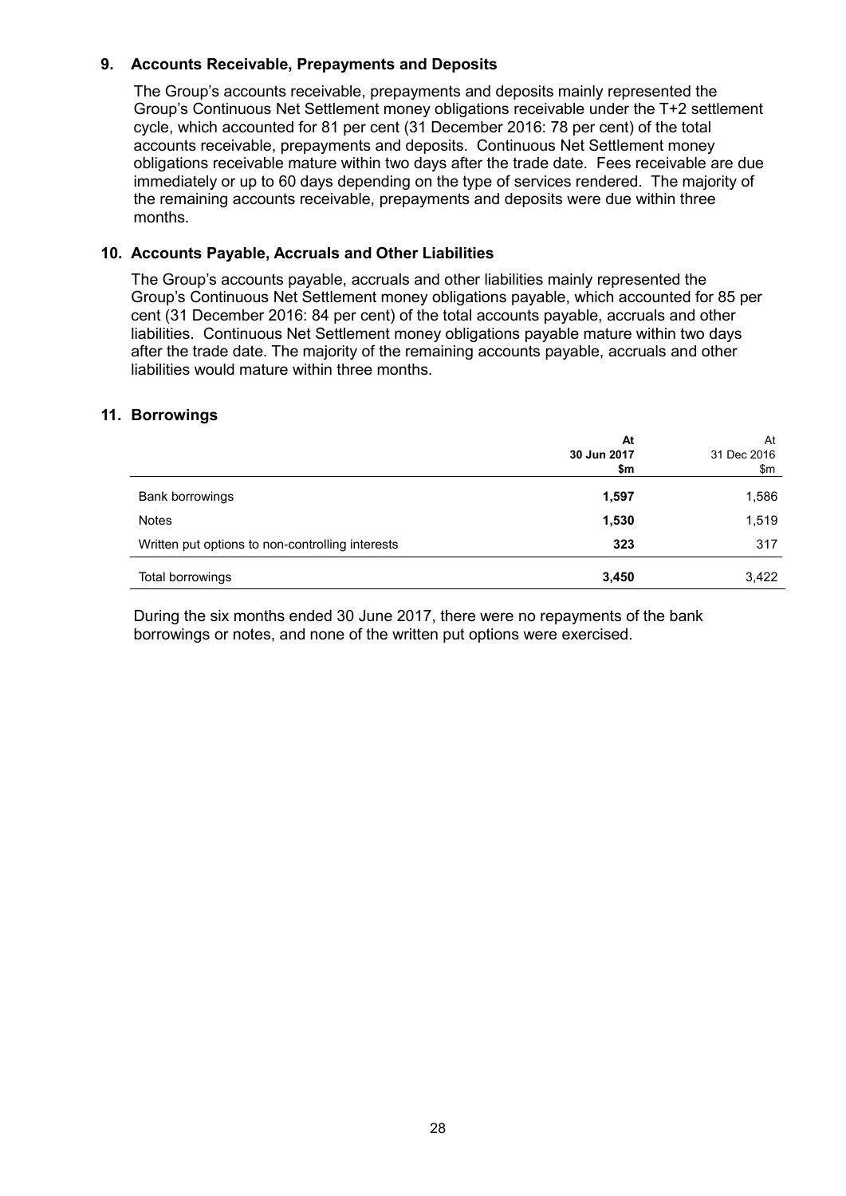## 9. Accounts Receivable, Prepayments and Deposits

The Group's accounts receivable, prepayments and deposits mainly represented the Group's Continuous Net Settlement money obligations receivable under the T+2 settlement cycle, which accounted for 81 per cent (31 December 2016: 78 per cent) of the total accounts receivable, prepayments and deposits. Continuous Net Settlement money obligations receivable mature within two days after the trade date. Fees receivable are due immediately or up to 60 days depending on the type of services rendered. The majority of the remaining accounts receivable, prepayments and deposits were due within three months.

## 10. Accounts Payable, Accruals and Other Liabilities

The Group's accounts payable, accruals and other liabilities mainly represented the Group's Continuous Net Settlement money obligations payable, which accounted for 85 per cent (31 December 2016: 84 per cent) of the total accounts payable, accruals and other liabilities. Continuous Net Settlement money obligations payable mature within two days after the trade date. The majority of the remaining accounts payable, accruals and other liabilities would mature within three months.

## 11. Borrowings

| | **At 30 Jun 2017 $m** | At 31 Dec 2016 $m |
|---|---|---|
| Bank borrowings | **1,597** | 1,586 |
| Notes | **1,530** | 1,519 |
| Written put options to non-controlling interests | **323** | 317 |
| Total borrowings | **3,450** | 3,422 |

During the six months ended 30 June 2017, there were no repayments of the bank borrowings or notes, and none of the written put options were exercised.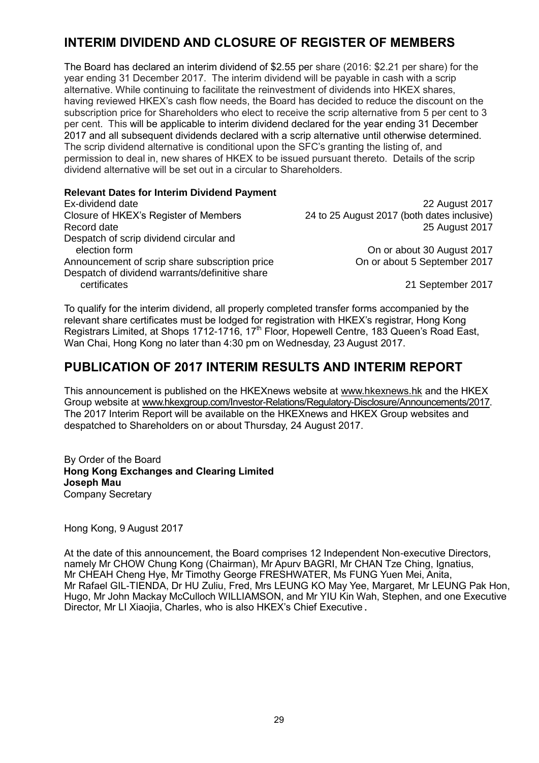## INTERIM DIVIDEND AND CLOSURE OF REGISTER OF MEMBERS

The Board has declared an interim dividend of $2.55 per share (2016: $2.21 per share) for the year ending 31 December 2017. The interim dividend will be payable in cash with a scrip alternative. While continuing to facilitate the reinvestment of dividends into HKEX shares, having reviewed HKEX's cash flow needs, the Board has decided to reduce the discount on the subscription price for Shareholders who elect to receive the scrip alternative from 5 per cent to 3 per cent. This will be applicable to interim dividend declared for the year ending 31 December 2017 and all subsequent dividends declared with a scrip alternative until otherwise determined. The scrip dividend alternative is conditional upon the SFC's granting the listing of, and permission to deal in, new shares of HKEX to be issued pursuant thereto. Details of the scrip dividend alternative will be set out in a circular to Shareholders.

**Relevant Dates for Interim Dividend Payment**

| | |
|---|---|
| Ex-dividend date | 22 August 2017 |
| Closure of HKEX's Register of Members | 24 to 25 August 2017 (both dates inclusive) |
| Record date | 25 August 2017 |
| Despatch of scrip dividend circular and election form | On or about 30 August 2017 |
| Announcement of scrip share subscription price | On or about 5 September 2017 |
| Despatch of dividend warrants/definitive share certificates | 21 September 2017 |

To qualify for the interim dividend, all properly completed transfer forms accompanied by the relevant share certificates must be lodged for registration with HKEX's registrar, Hong Kong Registrars Limited, at Shops 1712-1716, 17th Floor, Hopewell Centre, 183 Queen's Road East, Wan Chai, Hong Kong no later than 4:30 pm on Wednesday, 23 August 2017.

## PUBLICATION OF 2017 INTERIM RESULTS AND INTERIM REPORT

This announcement is published on the HKEXnews website at www.hkexnews.hk and the HKEX Group website at www.hkexgroup.com/Investor-Relations/Regulatory-Disclosure/Announcements/2017. The 2017 Interim Report will be available on the HKEXnews and HKEX Group websites and despatched to Shareholders on or about Thursday, 24 August 2017.

By Order of the Board
**Hong Kong Exchanges and Clearing Limited**
**Joseph Mau**
Company Secretary

Hong Kong, 9 August 2017

At the date of this announcement, the Board comprises 12 Independent Non-executive Directors, namely Mr CHOW Chung Kong (Chairman), Mr Apurv BAGRI, Mr CHAN Tze Ching, Ignatius, Mr CHEAH Cheng Hye, Mr Timothy George FRESHWATER, Ms FUNG Yuen Mei, Anita, Mr Rafael GIL-TIENDA, Dr HU Zuliu, Fred, Mrs LEUNG KO May Yee, Margaret, Mr LEUNG Pak Hon, Hugo, Mr John Mackay McCulloch WILLIAMSON, and Mr YIU Kin Wah, Stephen, and one Executive Director, Mr LI Xiaojia, Charles, who is also HKEX's Chief Executive.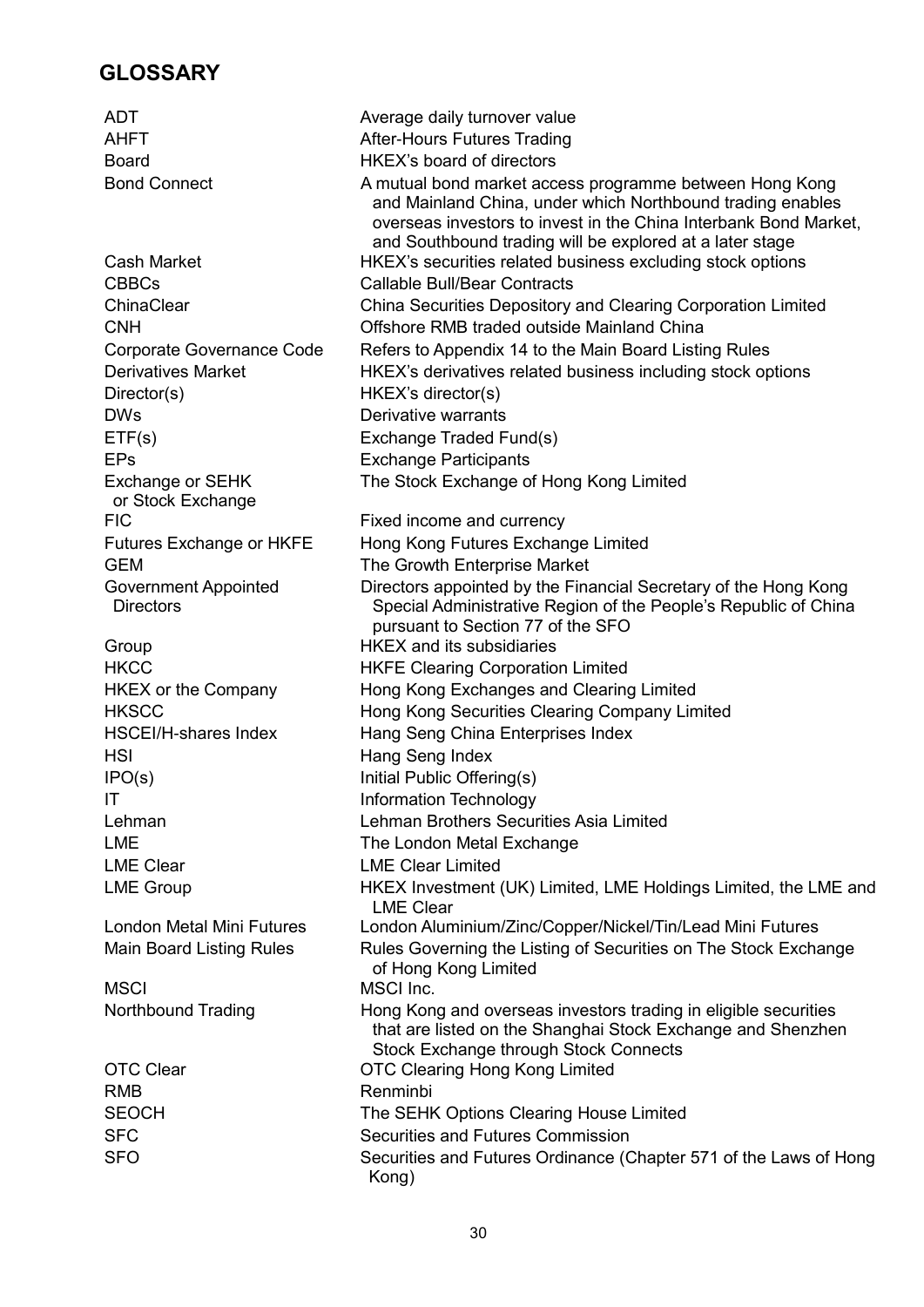## GLOSSARY

| | |
|---|---|
| ADT | Average daily turnover value |
| AHFT | After-Hours Futures Trading |
| Board | HKEX's board of directors |
| Bond Connect | A mutual bond market access programme between Hong Kong and Mainland China, under which Northbound trading enables overseas investors to invest in the China Interbank Bond Market, and Southbound trading will be explored at a later stage |
| Cash Market | HKEX's securities related business excluding stock options |
| CBBCs | Callable Bull/Bear Contracts |
| ChinaClear | China Securities Depository and Clearing Corporation Limited |
| CNH | Offshore RMB traded outside Mainland China |
| Corporate Governance Code | Refers to Appendix 14 to the Main Board Listing Rules |
| Derivatives Market | HKEX's derivatives related business including stock options |
| Director(s) | HKEX's director(s) |
| DWs | Derivative warrants |
| ETF(s) | Exchange Traded Fund(s) |
| EPs | Exchange Participants |
| Exchange or SEHK or Stock Exchange | The Stock Exchange of Hong Kong Limited |
| FIC | Fixed income and currency |
| Futures Exchange or HKFE | Hong Kong Futures Exchange Limited |
| GEM | The Growth Enterprise Market |
| Government Appointed Directors | Directors appointed by the Financial Secretary of the Hong Kong Special Administrative Region of the People's Republic of China pursuant to Section 77 of the SFO |
| Group | HKEX and its subsidiaries |
| HKCC | HKFE Clearing Corporation Limited |
| HKEX or the Company | Hong Kong Exchanges and Clearing Limited |
| HKSCC | Hong Kong Securities Clearing Company Limited |
| HSCEI/H-shares Index | Hang Seng China Enterprises Index |
| HSI | Hang Seng Index |
| IPO(s) | Initial Public Offering(s) |
| IT | Information Technology |
| Lehman | Lehman Brothers Securities Asia Limited |
| LME | The London Metal Exchange |
| LME Clear | LME Clear Limited |
| LME Group | HKEX Investment (UK) Limited, LME Holdings Limited, the LME and LME Clear |
| London Metal Mini Futures | London Aluminium/Zinc/Copper/Nickel/Tin/Lead Mini Futures |
| Main Board Listing Rules | Rules Governing the Listing of Securities on The Stock Exchange of Hong Kong Limited |
| MSCI | MSCI Inc. |
| Northbound Trading | Hong Kong and overseas investors trading in eligible securities that are listed on the Shanghai Stock Exchange and Shenzhen Stock Exchange through Stock Connects |
| OTC Clear | OTC Clearing Hong Kong Limited |
| RMB | Renminbi |
| SEOCH | The SEHK Options Clearing House Limited |
| SFC | Securities and Futures Commission |
| SFO | Securities and Futures Ordinance (Chapter 571 of the Laws of Hong Kong) |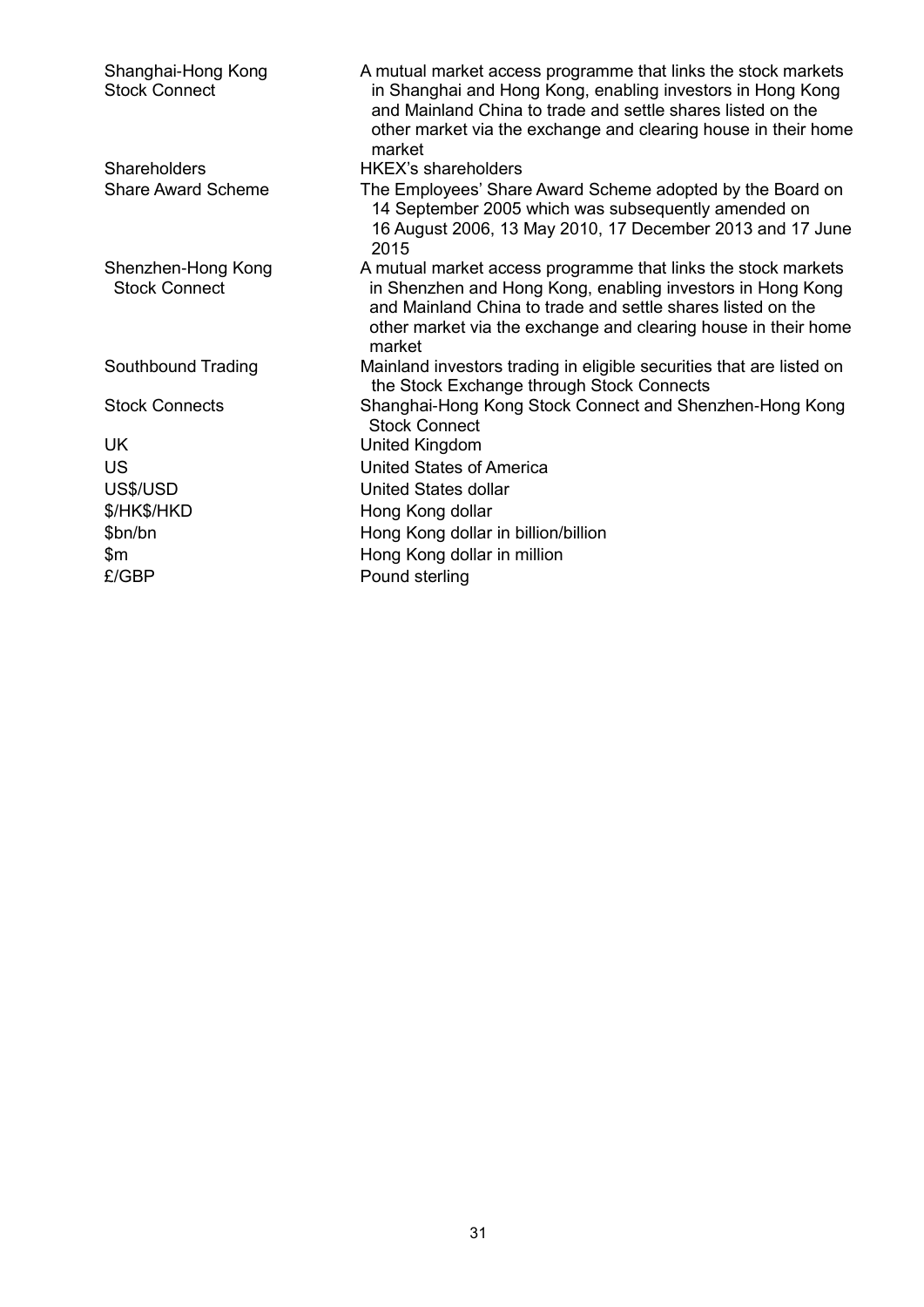| | |
|---|---|
| Shanghai-Hong Kong Stock Connect | A mutual market access programme that links the stock markets in Shanghai and Hong Kong, enabling investors in Hong Kong and Mainland China to trade and settle shares listed on the other market via the exchange and clearing house in their home market |
| Shareholders | HKEX's shareholders |
| Share Award Scheme | The Employees' Share Award Scheme adopted by the Board on 14 September 2005 which was subsequently amended on 16 August 2006, 13 May 2010, 17 December 2013 and 17 June 2015 |
| Shenzhen-Hong Kong Stock Connect | A mutual market access programme that links the stock markets in Shenzhen and Hong Kong, enabling investors in Hong Kong and Mainland China to trade and settle shares listed on the other market via the exchange and clearing house in their home market |
| Southbound Trading | Mainland investors trading in eligible securities that are listed on the Stock Exchange through Stock Connects |
| Stock Connects | Shanghai-Hong Kong Stock Connect and Shenzhen-Hong Kong Stock Connect |
| UK | United Kingdom |
| US | United States of America |
| US$/USD | United States dollar |
| $/HK$/HKD | Hong Kong dollar |
| $bn/bn | Hong Kong dollar in billion/billion |
| $m | Hong Kong dollar in million |
| £/GBP | Pound sterling |